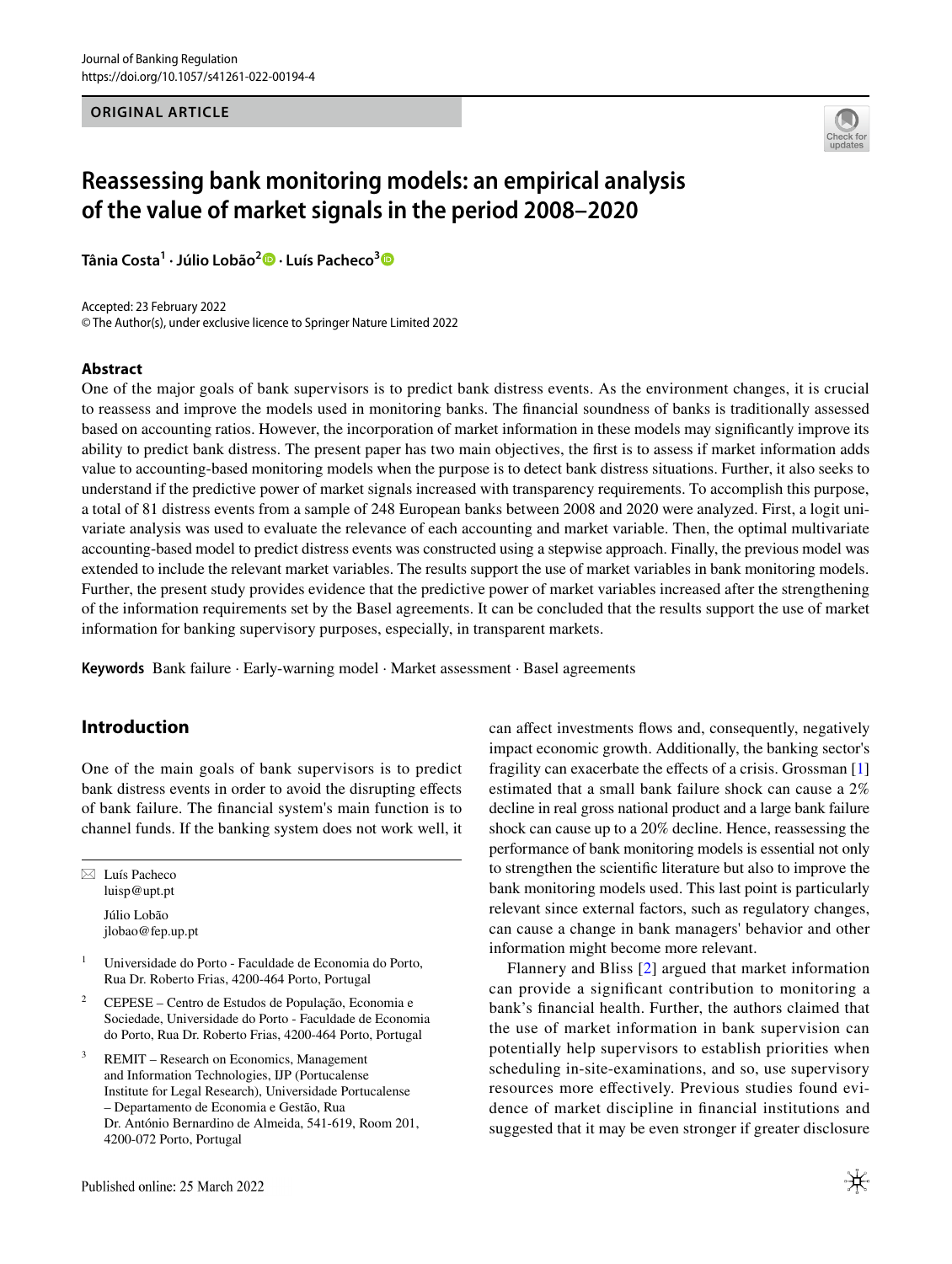Journal of Banking Regulation
https://doi.org/10.1057/s41261-022-00194-4

**ORIGINAL ARTICLE**

# Reassessing bank monitoring models: an empirical analysis of the value of market signals in the period 2008–2020

**Tânia Costa[1] · Júlio Lobão[2] · Luís Pacheco[3]**

Accepted: 23 February 2022
© The Author(s), under exclusive licence to Springer Nature Limited 2022

## Abstract

One of the major goals of bank supervisors is to predict bank distress events. As the environment changes, it is crucial to reassess and improve the models used in monitoring banks. The financial soundness of banks is traditionally assessed based on accounting ratios. However, the incorporation of market information in these models may significantly improve its ability to predict bank distress. The present paper has two main objectives, the first is to assess if market information adds value to accounting-based monitoring models when the purpose is to detect bank distress situations. Further, it also seeks to understand if the predictive power of market signals increased with transparency requirements. To accomplish this purpose, a total of 81 distress events from a sample of 248 European banks between 2008 and 2020 were analyzed. First, a logit univariate analysis was used to evaluate the relevance of each accounting and market variable. Then, the optimal multivariate accounting-based model to predict distress events was constructed using a stepwise approach. Finally, the previous model was extended to include the relevant market variables. The results support the use of market variables in bank monitoring models. Further, the present study provides evidence that the predictive power of market variables increased after the strengthening of the information requirements set by the Basel agreements. It can be concluded that the results support the use of market information for banking supervisory purposes, especially, in transparent markets.

**Keywords** Bank failure · Early-warning model · Market assessment · Basel agreements

## Introduction

One of the main goals of bank supervisors is to predict bank distress events in order to avoid the disrupting effects of bank failure. The financial system's main function is to channel funds. If the banking system does not work well, it can affect investments flows and, consequently, negatively impact economic growth. Additionally, the banking sector's fragility can exacerbate the effects of a crisis. Grossman [1] estimated that a small bank failure shock can cause a 2% decline in real gross national product and a large bank failure shock can cause up to a 20% decline. Hence, reassessing the performance of bank monitoring models is essential not only to strengthen the scientific literature but also to improve the bank monitoring models used. This last point is particularly relevant since external factors, such as regulatory changes, can cause a change in bank managers' behavior and other information might become more relevant.

Flannery and Bliss [2] argued that market information can provide a significant contribution to monitoring a bank's financial health. Further, the authors claimed that the use of market information in bank supervision can potentially help supervisors to establish priorities when scheduling in-site-examinations, and so, use supervisory resources more effectively. Previous studies found evidence of market discipline in financial institutions and suggested that it may be even stronger if greater disclosure

---

✉ Luís Pacheco
luisp@upt.pt

Júlio Lobão
jlobao@fep.up.pt

[1] Universidade do Porto - Faculdade de Economia do Porto, Rua Dr. Roberto Frias, 4200-464 Porto, Portugal

[2] CEPESE – Centro de Estudos de População, Economia e Sociedade, Universidade do Porto - Faculdade de Economia do Porto, Rua Dr. Roberto Frias, 4200-464 Porto, Portugal

[3] REMIT – Research on Economics, Management and Information Technologies, IJP (Portucalense Institute for Legal Research), Universidade Portucalense – Departamento de Economia e Gestão, Rua Dr. António Bernardino de Almeida, 541-619, Room 201, 4200-072 Porto, Portugal

Published online: 25 March 2022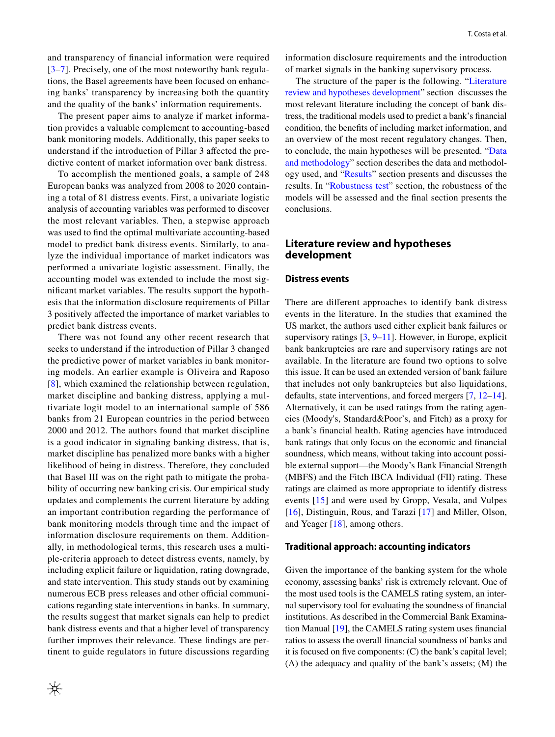and transparency of financial information were required [3–7]. Precisely, one of the most noteworthy bank regulations, the Basel agreements have been focused on enhancing banks' transparency by increasing both the quantity and the quality of the banks' information requirements.

The present paper aims to analyze if market information provides a valuable complement to accounting-based bank monitoring models. Additionally, this paper seeks to understand if the introduction of Pillar 3 affected the predictive content of market information over bank distress.

To accomplish the mentioned goals, a sample of 248 European banks was analyzed from 2008 to 2020 containing a total of 81 distress events. First, a univariate logistic analysis of accounting variables was performed to discover the most relevant variables. Then, a stepwise approach was used to find the optimal multivariate accounting-based model to predict bank distress events. Similarly, to analyze the individual importance of market indicators was performed a univariate logistic assessment. Finally, the accounting model was extended to include the most significant market variables. The results support the hypothesis that the information disclosure requirements of Pillar 3 positively affected the importance of market variables to predict bank distress events.

There was not found any other recent research that seeks to understand if the introduction of Pillar 3 changed the predictive power of market variables in bank monitoring models. An earlier example is Oliveira and Raposo [8], which examined the relationship between regulation, market discipline and banking distress, applying a multivariate logit model to an international sample of 586 banks from 21 European countries in the period between 2000 and 2012. The authors found that market discipline is a good indicator in signaling banking distress, that is, market discipline has penalized more banks with a higher likelihood of being in distress. Therefore, they concluded that Basel III was on the right path to mitigate the probability of occurring new banking crisis. Our empirical study updates and complements the current literature by adding an important contribution regarding the performance of bank monitoring models through time and the impact of information disclosure requirements on them. Additionally, in methodological terms, this research uses a multiple-criteria approach to detect distress events, namely, by including explicit failure or liquidation, rating downgrade, and state intervention. This study stands out by examining numerous ECB press releases and other official communications regarding state interventions in banks. In summary, the results suggest that market signals can help to predict bank distress events and that a higher level of transparency further improves their relevance. These findings are pertinent to guide regulators in future discussions regarding information disclosure requirements and the introduction of market signals in the banking supervisory process.

The structure of the paper is the following. "Literature review and hypotheses development" section discusses the most relevant literature including the concept of bank distress, the traditional models used to predict a bank's financial condition, the benefits of including market information, and an overview of the most recent regulatory changes. Then, to conclude, the main hypotheses will be presented. "Data and methodology" section describes the data and methodology used, and "Results" section presents and discusses the results. In "Robustness test" section, the robustness of the models will be assessed and the final section presents the conclusions.

## Literature review and hypotheses development

### Distress events

There are different approaches to identify bank distress events in the literature. In the studies that examined the US market, the authors used either explicit bank failures or supervisory ratings [3, 9–11]. However, in Europe, explicit bank bankruptcies are rare and supervisory ratings are not available. In the literature are found two options to solve this issue. It can be used an extended version of bank failure that includes not only bankruptcies but also liquidations, defaults, state interventions, and forced mergers [7, 12–14]. Alternatively, it can be used ratings from the rating agencies (Moody's, Standard&Poor's, and Fitch) as a proxy for a bank's financial health. Rating agencies have introduced bank ratings that only focus on the economic and financial soundness, which means, without taking into account possible external support—the Moody's Bank Financial Strength (MBFS) and the Fitch IBCA Individual (FII) rating. These ratings are claimed as more appropriate to identify distress events [15] and were used by Gropp, Vesala, and Vulpes [16], Distinguin, Rous, and Tarazi [17] and Miller, Olson, and Yeager [18], among others.

### Traditional approach: accounting indicators

Given the importance of the banking system for the whole economy, assessing banks' risk is extremely relevant. One of the most used tools is the CAMELS rating system, an internal supervisory tool for evaluating the soundness of financial institutions. As described in the Commercial Bank Examination Manual [19], the CAMELS rating system uses financial ratios to assess the overall financial soundness of banks and it is focused on five components: (C) the bank's capital level; (A) the adequacy and quality of the bank's assets; (M) the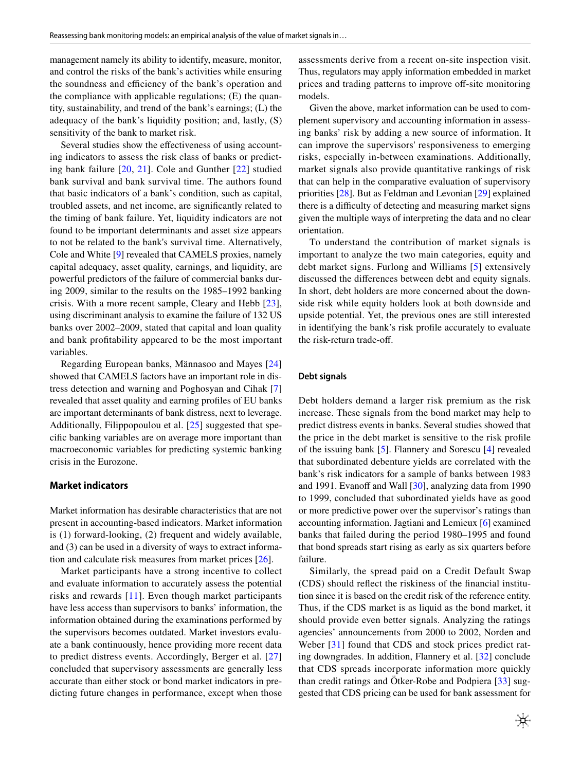management namely its ability to identify, measure, monitor, and control the risks of the bank's activities while ensuring the soundness and efficiency of the bank's operation and the compliance with applicable regulations; (E) the quantity, sustainability, and trend of the bank's earnings; (L) the adequacy of the bank's liquidity position; and, lastly, (S) sensitivity of the bank to market risk.

Several studies show the effectiveness of using accounting indicators to assess the risk class of banks or predicting bank failure [20, 21]. Cole and Gunther [22] studied bank survival and bank survival time. The authors found that basic indicators of a bank's condition, such as capital, troubled assets, and net income, are significantly related to the timing of bank failure. Yet, liquidity indicators are not found to be important determinants and asset size appears to not be related to the bank's survival time. Alternatively, Cole and White [9] revealed that CAMELS proxies, namely capital adequacy, asset quality, earnings, and liquidity, are powerful predictors of the failure of commercial banks during 2009, similar to the results on the 1985–1992 banking crisis. With a more recent sample, Cleary and Hebb [23], using discriminant analysis to examine the failure of 132 US banks over 2002–2009, stated that capital and loan quality and bank profitability appeared to be the most important variables.

Regarding European banks, Männasoo and Mayes [24] showed that CAMELS factors have an important role in distress detection and warning and Poghosyan and Cihak [7] revealed that asset quality and earning profiles of EU banks are important determinants of bank distress, next to leverage. Additionally, Filippopoulou et al. [25] suggested that specific banking variables are on average more important than macroeconomic variables for predicting systemic banking crisis in the Eurozone.

## Market indicators

Market information has desirable characteristics that are not present in accounting-based indicators. Market information is (1) forward-looking, (2) frequent and widely available, and (3) can be used in a diversity of ways to extract information and calculate risk measures from market prices [26].

Market participants have a strong incentive to collect and evaluate information to accurately assess the potential risks and rewards [11]. Even though market participants have less access than supervisors to banks' information, the information obtained during the examinations performed by the supervisors becomes outdated. Market investors evaluate a bank continuously, hence providing more recent data to predict distress events. Accordingly, Berger et al. [27] concluded that supervisory assessments are generally less accurate than either stock or bond market indicators in predicting future changes in performance, except when those assessments derive from a recent on-site inspection visit. Thus, regulators may apply information embedded in market prices and trading patterns to improve off-site monitoring models.

Given the above, market information can be used to complement supervisory and accounting information in assessing banks' risk by adding a new source of information. It can improve the supervisors' responsiveness to emerging risks, especially in-between examinations. Additionally, market signals also provide quantitative rankings of risk that can help in the comparative evaluation of supervisory priorities [28]. But as Feldman and Levonian [29] explained there is a difficulty of detecting and measuring market signs given the multiple ways of interpreting the data and no clear orientation.

To understand the contribution of market signals is important to analyze the two main categories, equity and debt market signs. Furlong and Williams [5] extensively discussed the differences between debt and equity signals. In short, debt holders are more concerned about the downside risk while equity holders look at both downside and upside potential. Yet, the previous ones are still interested in identifying the bank's risk profile accurately to evaluate the risk-return trade-off.

### Debt signals

Debt holders demand a larger risk premium as the risk increase. These signals from the bond market may help to predict distress events in banks. Several studies showed that the price in the debt market is sensitive to the risk profile of the issuing bank [5]. Flannery and Sorescu [4] revealed that subordinated debenture yields are correlated with the bank's risk indicators for a sample of banks between 1983 and 1991. Evanoff and Wall [30], analyzing data from 1990 to 1999, concluded that subordinated yields have as good or more predictive power over the supervisor's ratings than accounting information. Jagtiani and Lemieux [6] examined banks that failed during the period 1980–1995 and found that bond spreads start rising as early as six quarters before failure.

Similarly, the spread paid on a Credit Default Swap (CDS) should reflect the riskiness of the financial institution since it is based on the credit risk of the reference entity. Thus, if the CDS market is as liquid as the bond market, it should provide even better signals. Analyzing the ratings agencies' announcements from 2000 to 2002, Norden and Weber [31] found that CDS and stock prices predict rating downgrades. In addition, Flannery et al. [32] conclude that CDS spreads incorporate information more quickly than credit ratings and Ötker-Robe and Podpiera [33] suggested that CDS pricing can be used for bank assessment for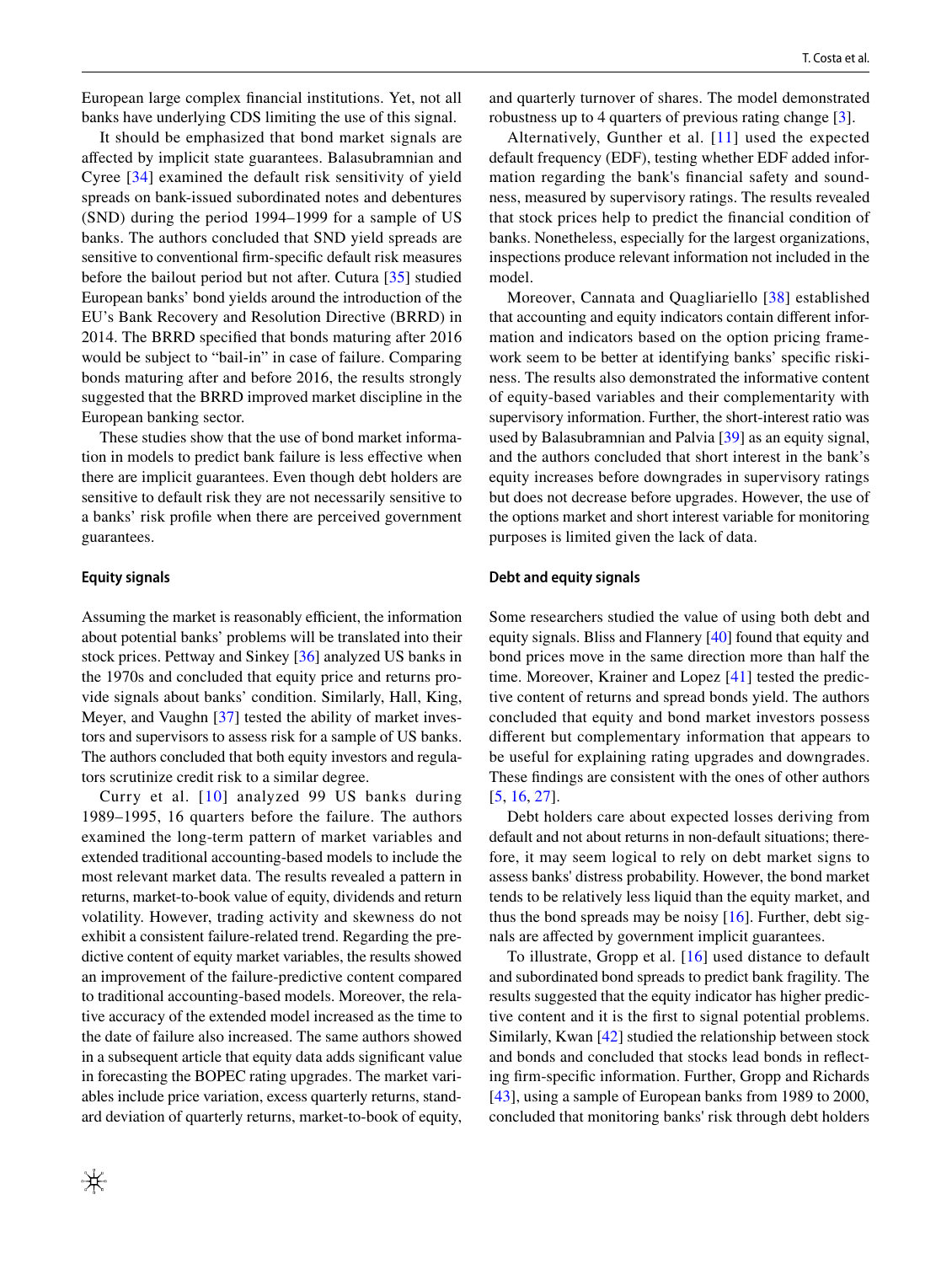European large complex financial institutions. Yet, not all banks have underlying CDS limiting the use of this signal.

It should be emphasized that bond market signals are affected by implicit state guarantees. Balasubramnian and Cyree [34] examined the default risk sensitivity of yield spreads on bank-issued subordinated notes and debentures (SND) during the period 1994–1999 for a sample of US banks. The authors concluded that SND yield spreads are sensitive to conventional firm-specific default risk measures before the bailout period but not after. Cutura [35] studied European banks' bond yields around the introduction of the EU's Bank Recovery and Resolution Directive (BRRD) in 2014. The BRRD specified that bonds maturing after 2016 would be subject to "bail-in" in case of failure. Comparing bonds maturing after and before 2016, the results strongly suggested that the BRRD improved market discipline in the European banking sector.

These studies show that the use of bond market information in models to predict bank failure is less effective when there are implicit guarantees. Even though debt holders are sensitive to default risk they are not necessarily sensitive to a banks' risk profile when there are perceived government guarantees.

### Equity signals

Assuming the market is reasonably efficient, the information about potential banks' problems will be translated into their stock prices. Pettway and Sinkey [36] analyzed US banks in the 1970s and concluded that equity price and returns provide signals about banks' condition. Similarly, Hall, King, Meyer, and Vaughn [37] tested the ability of market investors and supervisors to assess risk for a sample of US banks. The authors concluded that both equity investors and regulators scrutinize credit risk to a similar degree.

Curry et al. [10] analyzed 99 US banks during 1989–1995, 16 quarters before the failure. The authors examined the long-term pattern of market variables and extended traditional accounting-based models to include the most relevant market data. The results revealed a pattern in returns, market-to-book value of equity, dividends and return volatility. However, trading activity and skewness do not exhibit a consistent failure-related trend. Regarding the predictive content of equity market variables, the results showed an improvement of the failure-predictive content compared to traditional accounting-based models. Moreover, the relative accuracy of the extended model increased as the time to the date of failure also increased. The same authors showed in a subsequent article that equity data adds significant value in forecasting the BOPEC rating upgrades. The market variables include price variation, excess quarterly returns, standard deviation of quarterly returns, market-to-book of equity, and quarterly turnover of shares. The model demonstrated robustness up to 4 quarters of previous rating change [3].

Alternatively, Gunther et al. [11] used the expected default frequency (EDF), testing whether EDF added information regarding the bank's financial safety and soundness, measured by supervisory ratings. The results revealed that stock prices help to predict the financial condition of banks. Nonetheless, especially for the largest organizations, inspections produce relevant information not included in the model.

Moreover, Cannata and Quagliariello [38] established that accounting and equity indicators contain different information and indicators based on the option pricing framework seem to be better at identifying banks' specific riskiness. The results also demonstrated the informative content of equity-based variables and their complementarity with supervisory information. Further, the short-interest ratio was used by Balasubramnian and Palvia [39] as an equity signal, and the authors concluded that short interest in the bank's equity increases before downgrades in supervisory ratings but does not decrease before upgrades. However, the use of the options market and short interest variable for monitoring purposes is limited given the lack of data.

### Debt and equity signals

Some researchers studied the value of using both debt and equity signals. Bliss and Flannery [40] found that equity and bond prices move in the same direction more than half the time. Moreover, Krainer and Lopez [41] tested the predictive content of returns and spread bonds yield. The authors concluded that equity and bond market investors possess different but complementary information that appears to be useful for explaining rating upgrades and downgrades. These findings are consistent with the ones of other authors [5, 16, 27].

Debt holders care about expected losses deriving from default and not about returns in non-default situations; therefore, it may seem logical to rely on debt market signs to assess banks' distress probability. However, the bond market tends to be relatively less liquid than the equity market, and thus the bond spreads may be noisy [16]. Further, debt signals are affected by government implicit guarantees.

To illustrate, Gropp et al. [16] used distance to default and subordinated bond spreads to predict bank fragility. The results suggested that the equity indicator has higher predictive content and it is the first to signal potential problems. Similarly, Kwan [42] studied the relationship between stock and bonds and concluded that stocks lead bonds in reflecting firm-specific information. Further, Gropp and Richards [43], using a sample of European banks from 1989 to 2000, concluded that monitoring banks' risk through debt holders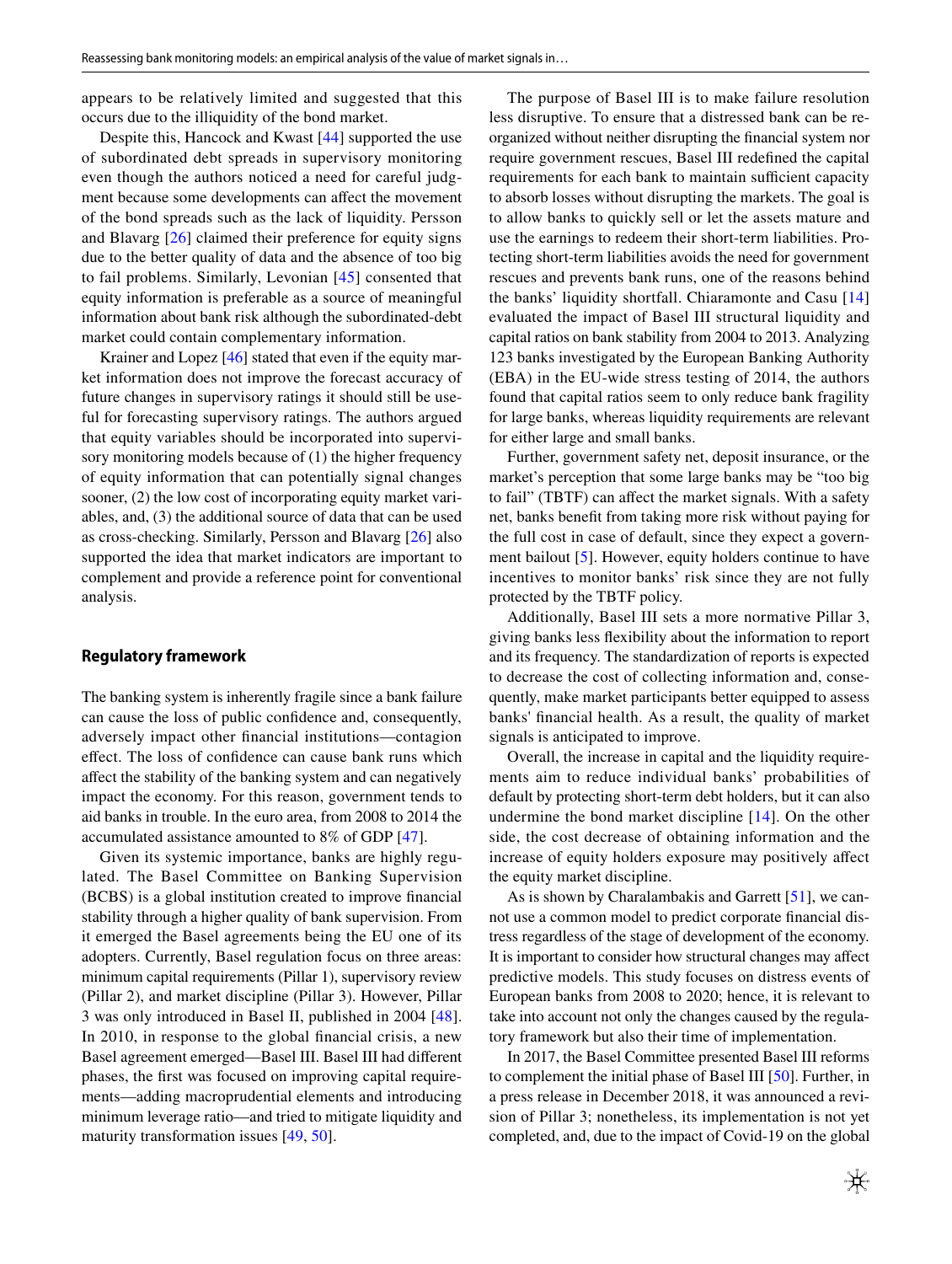appears to be relatively limited and suggested that this occurs due to the illiquidity of the bond market.

Despite this, Hancock and Kwast [44] supported the use of subordinated debt spreads in supervisory monitoring even though the authors noticed a need for careful judgment because some developments can affect the movement of the bond spreads such as the lack of liquidity. Persson and Blavarg [26] claimed their preference for equity signs due to the better quality of data and the absence of too big to fail problems. Similarly, Levonian [45] consented that equity information is preferable as a source of meaningful information about bank risk although the subordinated-debt market could contain complementary information.

Krainer and Lopez [46] stated that even if the equity market information does not improve the forecast accuracy of future changes in supervisory ratings it should still be useful for forecasting supervisory ratings. The authors argued that equity variables should be incorporated into supervisory monitoring models because of (1) the higher frequency of equity information that can potentially signal changes sooner, (2) the low cost of incorporating equity market variables, and, (3) the additional source of data that can be used as cross-checking. Similarly, Persson and Blavarg [26] also supported the idea that market indicators are important to complement and provide a reference point for conventional analysis.

### Regulatory framework

The banking system is inherently fragile since a bank failure can cause the loss of public confidence and, consequently, adversely impact other financial institutions—contagion effect. The loss of confidence can cause bank runs which affect the stability of the banking system and can negatively impact the economy. For this reason, government tends to aid banks in trouble. In the euro area, from 2008 to 2014 the accumulated assistance amounted to 8% of GDP [47].

Given its systemic importance, banks are highly regulated. The Basel Committee on Banking Supervision (BCBS) is a global institution created to improve financial stability through a higher quality of bank supervision. From it emerged the Basel agreements being the EU one of its adopters. Currently, Basel regulation focus on three areas: minimum capital requirements (Pillar 1), supervisory review (Pillar 2), and market discipline (Pillar 3). However, Pillar 3 was only introduced in Basel II, published in 2004 [48]. In 2010, in response to the global financial crisis, a new Basel agreement emerged—Basel III. Basel III had different phases, the first was focused on improving capital requirements—adding macroprudential elements and introducing minimum leverage ratio—and tried to mitigate liquidity and maturity transformation issues [49, 50].

The purpose of Basel III is to make failure resolution less disruptive. To ensure that a distressed bank can be reorganized without neither disrupting the financial system nor require government rescues, Basel III redefined the capital requirements for each bank to maintain sufficient capacity to absorb losses without disrupting the markets. The goal is to allow banks to quickly sell or let the assets mature and use the earnings to redeem their short-term liabilities. Protecting short-term liabilities avoids the need for government rescues and prevents bank runs, one of the reasons behind the banks' liquidity shortfall. Chiaramonte and Casu [14] evaluated the impact of Basel III structural liquidity and capital ratios on bank stability from 2004 to 2013. Analyzing 123 banks investigated by the European Banking Authority (EBA) in the EU-wide stress testing of 2014, the authors found that capital ratios seem to only reduce bank fragility for large banks, whereas liquidity requirements are relevant for either large and small banks.

Further, government safety net, deposit insurance, or the market's perception that some large banks may be "too big to fail" (TBTF) can affect the market signals. With a safety net, banks benefit from taking more risk without paying for the full cost in case of default, since they expect a government bailout [5]. However, equity holders continue to have incentives to monitor banks' risk since they are not fully protected by the TBTF policy.

Additionally, Basel III sets a more normative Pillar 3, giving banks less flexibility about the information to report and its frequency. The standardization of reports is expected to decrease the cost of collecting information and, consequently, make market participants better equipped to assess banks' financial health. As a result, the quality of market signals is anticipated to improve.

Overall, the increase in capital and the liquidity requirements aim to reduce individual banks' probabilities of default by protecting short-term debt holders, but it can also undermine the bond market discipline [14]. On the other side, the cost decrease of obtaining information and the increase of equity holders exposure may positively affect the equity market discipline.

As is shown by Charalambakis and Garrett [51], we cannot use a common model to predict corporate financial distress regardless of the stage of development of the economy. It is important to consider how structural changes may affect predictive models. This study focuses on distress events of European banks from 2008 to 2020; hence, it is relevant to take into account not only the changes caused by the regulatory framework but also their time of implementation.

In 2017, the Basel Committee presented Basel III reforms to complement the initial phase of Basel III [50]. Further, in a press release in December 2018, it was announced a revision of Pillar 3; nonetheless, its implementation is not yet completed, and, due to the impact of Covid-19 on the global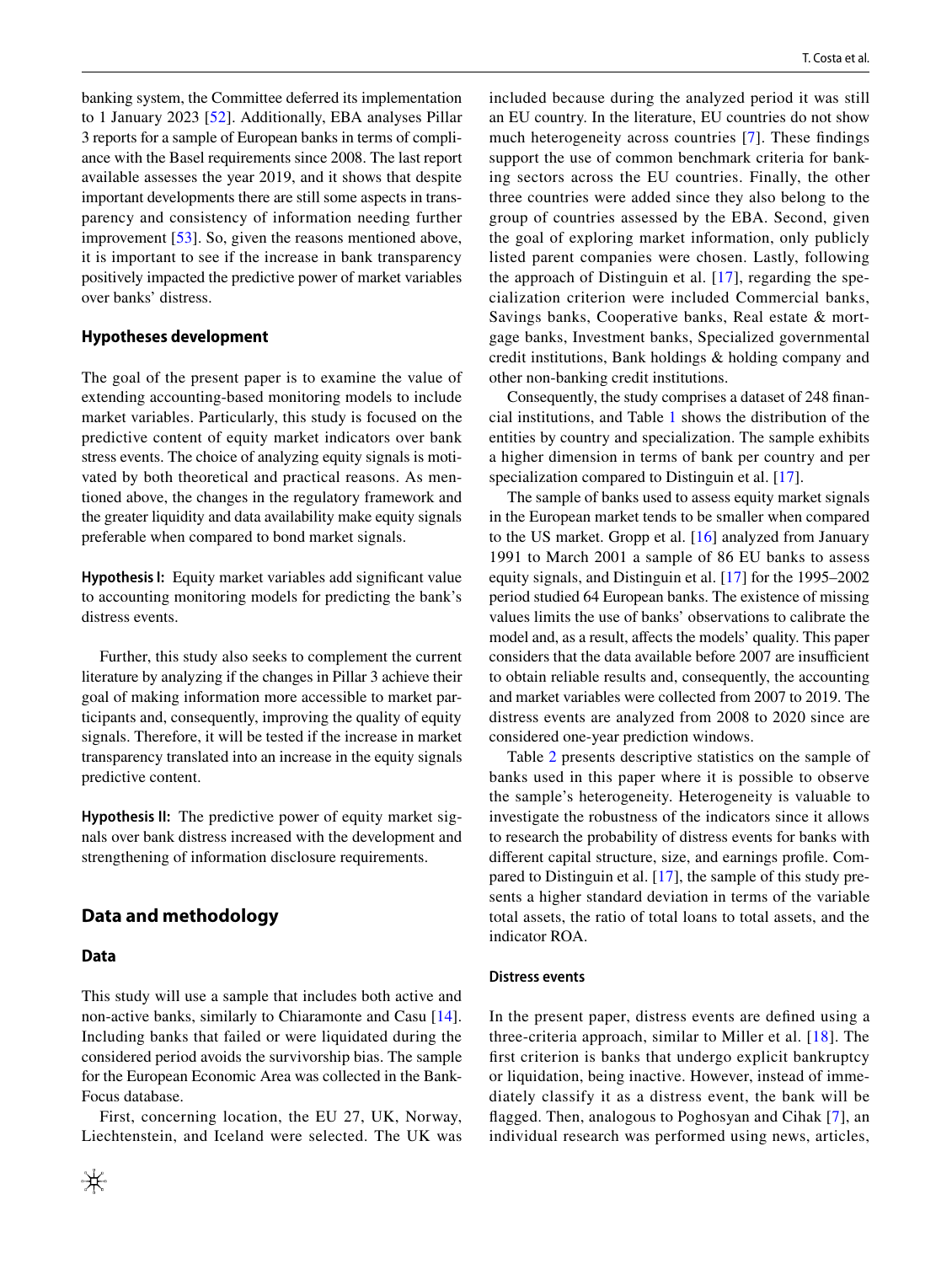banking system, the Committee deferred its implementation to 1 January 2023 [52]. Additionally, EBA analyses Pillar 3 reports for a sample of European banks in terms of compliance with the Basel requirements since 2008. The last report available assesses the year 2019, and it shows that despite important developments there are still some aspects in transparency and consistency of information needing further improvement [53]. So, given the reasons mentioned above, it is important to see if the increase in bank transparency positively impacted the predictive power of market variables over banks' distress.

### Hypotheses development

The goal of the present paper is to examine the value of extending accounting-based monitoring models to include market variables. Particularly, this study is focused on the predictive content of equity market indicators over bank stress events. The choice of analyzing equity signals is motivated by both theoretical and practical reasons. As mentioned above, the changes in the regulatory framework and the greater liquidity and data availability make equity signals preferable when compared to bond market signals.

**Hypothesis I:** Equity market variables add significant value to accounting monitoring models for predicting the bank's distress events.

Further, this study also seeks to complement the current literature by analyzing if the changes in Pillar 3 achieve their goal of making information more accessible to market participants and, consequently, improving the quality of equity signals. Therefore, it will be tested if the increase in market transparency translated into an increase in the equity signals predictive content.

**Hypothesis II:** The predictive power of equity market signals over bank distress increased with the development and strengthening of information disclosure requirements.

## Data and methodology

### Data

This study will use a sample that includes both active and non-active banks, similarly to Chiaramonte and Casu [14]. Including banks that failed or were liquidated during the considered period avoids the survivorship bias. The sample for the European Economic Area was collected in the BankFocus database.

First, concerning location, the EU 27, UK, Norway, Liechtenstein, and Iceland were selected. The UK was included because during the analyzed period it was still an EU country. In the literature, EU countries do not show much heterogeneity across countries [7]. These findings support the use of common benchmark criteria for banking sectors across the EU countries. Finally, the other three countries were added since they also belong to the group of countries assessed by the EBA. Second, given the goal of exploring market information, only publicly listed parent companies were chosen. Lastly, following the approach of Distinguin et al. [17], regarding the specialization criterion were included Commercial banks, Savings banks, Cooperative banks, Real estate & mortgage banks, Investment banks, Specialized governmental credit institutions, Bank holdings & holding company and other non-banking credit institutions.

Consequently, the study comprises a dataset of 248 financial institutions, and Table 1 shows the distribution of the entities by country and specialization. The sample exhibits a higher dimension in terms of bank per country and per specialization compared to Distinguin et al. [17].

The sample of banks used to assess equity market signals in the European market tends to be smaller when compared to the US market. Gropp et al. [16] analyzed from January 1991 to March 2001 a sample of 86 EU banks to assess equity signals, and Distinguin et al. [17] for the 1995–2002 period studied 64 European banks. The existence of missing values limits the use of banks' observations to calibrate the model and, as a result, affects the models' quality. This paper considers that the data available before 2007 are insufficient to obtain reliable results and, consequently, the accounting and market variables were collected from 2007 to 2019. The distress events are analyzed from 2008 to 2020 since are considered one-year prediction windows.

Table 2 presents descriptive statistics on the sample of banks used in this paper where it is possible to observe the sample's heterogeneity. Heterogeneity is valuable to investigate the robustness of the indicators since it allows to research the probability of distress events for banks with different capital structure, size, and earnings profile. Compared to Distinguin et al. [17], the sample of this study presents a higher standard deviation in terms of the variable total assets, the ratio of total loans to total assets, and the indicator ROA.

#### Distress events

In the present paper, distress events are defined using a three-criteria approach, similar to Miller et al. [18]. The first criterion is banks that undergo explicit bankruptcy or liquidation, being inactive. However, instead of immediately classify it as a distress event, the bank will be flagged. Then, analogous to Poghosyan and Cihak [7], an individual research was performed using news, articles,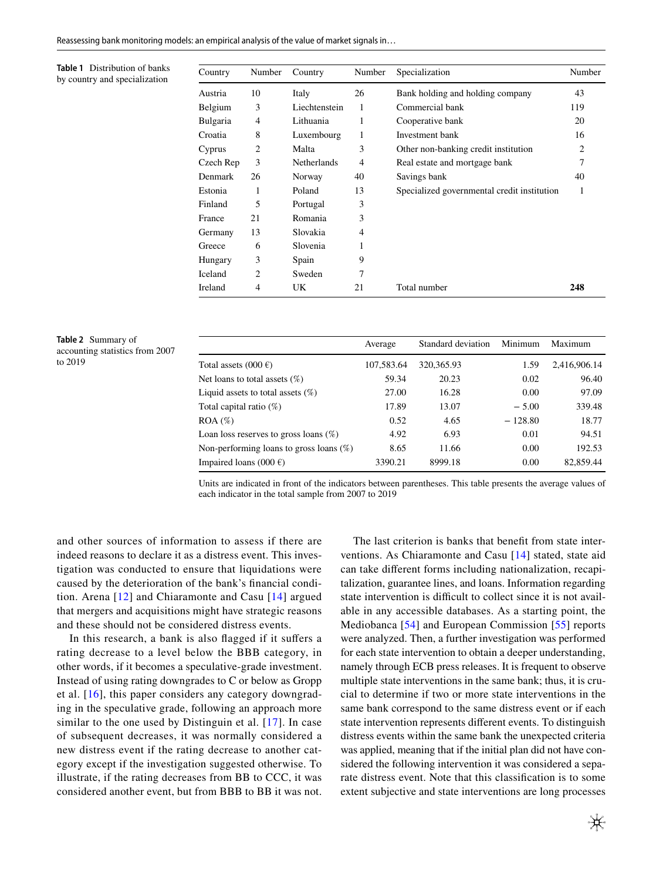**Table 1** Distribution of banks by country and specialization

| Country | Number | Country | Number | Specialization | Number |
|---|---|---|---|---|---|
| Austria | 10 | Italy | 26 | Bank holding and holding company | 43 |
| Belgium | 3 | Liechtenstein | 1 | Commercial bank | 119 |
| Bulgaria | 4 | Lithuania | 1 | Cooperative bank | 20 |
| Croatia | 8 | Luxembourg | 1 | Investment bank | 16 |
| Cyprus | 2 | Malta | 3 | Other non-banking credit institution | 2 |
| Czech Rep | 3 | Netherlands | 4 | Real estate and mortgage bank | 7 |
| Denmark | 26 | Norway | 40 | Savings bank | 40 |
| Estonia | 1 | Poland | 13 | Specialized governmental credit institution | 1 |
| Finland | 5 | Portugal | 3 | | |
| France | 21 | Romania | 3 | | |
| Germany | 13 | Slovakia | 4 | | |
| Greece | 6 | Slovenia | 1 | | |
| Hungary | 3 | Spain | 9 | | |
| Iceland | 2 | Sweden | 7 | | |
| Ireland | 4 | UK | 21 | Total number | **248** |

**Table 2** Summary of accounting statistics from 2007 to 2019

| | Average | Standard deviation | Minimum | Maximum |
|---|---|---|---|---|
| Total assets (000 €) | 107,583.64 | 320,365.93 | 1.59 | 2,416,906.14 |
| Net loans to total assets (%) | 59.34 | 20.23 | 0.02 | 96.40 |
| Liquid assets to total assets (%) | 27.00 | 16.28 | 0.00 | 97.09 |
| Total capital ratio (%) | 17.89 | 13.07 | − 5.00 | 339.48 |
| ROA (%) | 0.52 | 4.65 | − 128.80 | 18.77 |
| Loan loss reserves to gross loans (%) | 4.92 | 6.93 | 0.01 | 94.51 |
| Non-performing loans to gross loans (%) | 8.65 | 11.66 | 0.00 | 192.53 |
| Impaired loans (000 €) | 3390.21 | 8999.18 | 0.00 | 82,859.44 |

Units are indicated in front of the indicators between parentheses. This table presents the average values of each indicator in the total sample from 2007 to 2019

and other sources of information to assess if there are indeed reasons to declare it as a distress event. This investigation was conducted to ensure that liquidations were caused by the deterioration of the bank's financial condition. Arena [12] and Chiaramonte and Casu [14] argued that mergers and acquisitions might have strategic reasons and these should not be considered distress events.

In this research, a bank is also flagged if it suffers a rating decrease to a level below the BBB category, in other words, if it becomes a speculative-grade investment. Instead of using rating downgrades to C or below as Gropp et al. [16], this paper considers any category downgrading in the speculative grade, following an approach more similar to the one used by Distinguin et al. [17]. In case of subsequent decreases, it was normally considered a new distress event if the rating decrease to another category except if the investigation suggested otherwise. To illustrate, if the rating decreases from BB to CCC, it was considered another event, but from BBB to BB it was not.

The last criterion is banks that benefit from state interventions. As Chiaramonte and Casu [14] stated, state aid can take different forms including nationalization, recapitalization, guarantee lines, and loans. Information regarding state intervention is difficult to collect since it is not available in any accessible databases. As a starting point, the Mediobanca [54] and European Commission [55] reports were analyzed. Then, a further investigation was performed for each state intervention to obtain a deeper understanding, namely through ECB press releases. It is frequent to observe multiple state interventions in the same bank; thus, it is crucial to determine if two or more state interventions in the same bank correspond to the same distress event or if each state intervention represents different events. To distinguish distress events within the same bank the unexpected criteria was applied, meaning that if the initial plan did not have considered the following intervention it was considered a separate distress event. Note that this classification is to some extent subjective and state interventions are long processes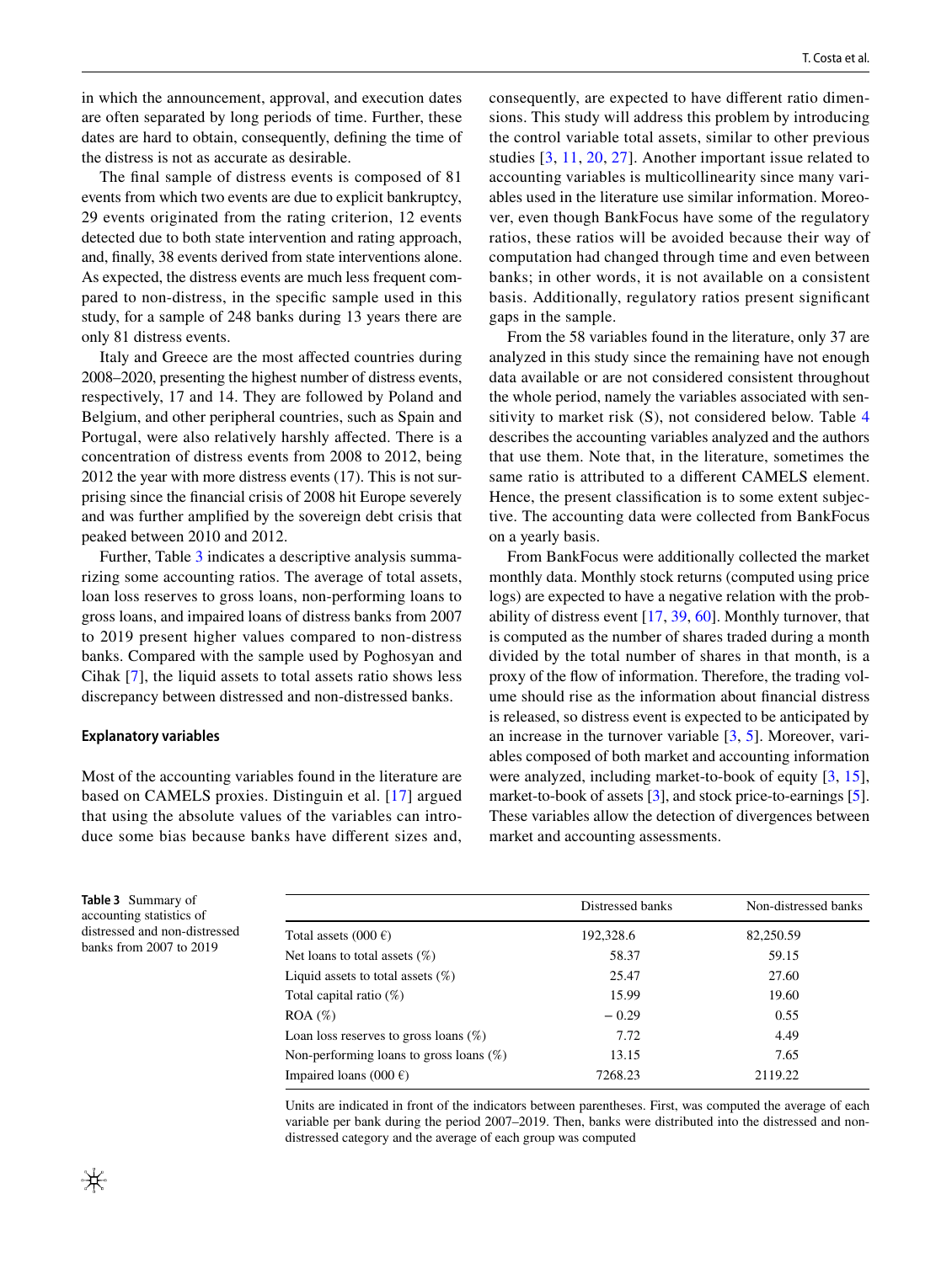in which the announcement, approval, and execution dates are often separated by long periods of time. Further, these dates are hard to obtain, consequently, defining the time of the distress is not as accurate as desirable.

The final sample of distress events is composed of 81 events from which two events are due to explicit bankruptcy, 29 events originated from the rating criterion, 12 events detected due to both state intervention and rating approach, and, finally, 38 events derived from state interventions alone. As expected, the distress events are much less frequent compared to non-distress, in the specific sample used in this study, for a sample of 248 banks during 13 years there are only 81 distress events.

Italy and Greece are the most affected countries during 2008–2020, presenting the highest number of distress events, respectively, 17 and 14. They are followed by Poland and Belgium, and other peripheral countries, such as Spain and Portugal, were also relatively harshly affected. There is a concentration of distress events from 2008 to 2012, being 2012 the year with more distress events (17). This is not surprising since the financial crisis of 2008 hit Europe severely and was further amplified by the sovereign debt crisis that peaked between 2010 and 2012.

Further, Table 3 indicates a descriptive analysis summarizing some accounting ratios. The average of total assets, loan loss reserves to gross loans, non-performing loans to gross loans, and impaired loans of distress banks from 2007 to 2019 present higher values compared to non-distress banks. Compared with the sample used by Poghosyan and Cihak [7], the liquid assets to total assets ratio shows less discrepancy between distressed and non-distressed banks.

### Explanatory variables

Most of the accounting variables found in the literature are based on CAMELS proxies. Distinguin et al. [17] argued that using the absolute values of the variables can introduce some bias because banks have different sizes and, consequently, are expected to have different ratio dimensions. This study will address this problem by introducing the control variable total assets, similar to other previous studies [3, 11, 20, 27]. Another important issue related to accounting variables is multicollinearity since many variables used in the literature use similar information. Moreover, even though BankFocus have some of the regulatory ratios, these ratios will be avoided because their way of computation had changed through time and even between banks; in other words, it is not available on a consistent basis. Additionally, regulatory ratios present significant gaps in the sample.

From the 58 variables found in the literature, only 37 are analyzed in this study since the remaining have not enough data available or are not considered consistent throughout the whole period, namely the variables associated with sensitivity to market risk (S), not considered below. Table 4 describes the accounting variables analyzed and the authors that use them. Note that, in the literature, sometimes the same ratio is attributed to a different CAMELS element. Hence, the present classification is to some extent subjective. The accounting data were collected from BankFocus on a yearly basis.

From BankFocus were additionally collected the market monthly data. Monthly stock returns (computed using price logs) are expected to have a negative relation with the probability of distress event [17, 39, 60]. Monthly turnover, that is computed as the number of shares traded during a month divided by the total number of shares in that month, is a proxy of the flow of information. Therefore, the trading volume should rise as the information about financial distress is released, so distress event is expected to be anticipated by an increase in the turnover variable [3, 5]. Moreover, variables composed of both market and accounting information were analyzed, including market-to-book of equity [3, 15], market-to-book of assets [3], and stock price-to-earnings [5]. These variables allow the detection of divergences between market and accounting assessments.

**Table 3** Summary of accounting statistics of distressed and non-distressed banks from 2007 to 2019

| | Distressed banks | Non-distressed banks |
|---|---|---|
| Total assets (000 €) | 192,328.6 | 82,250.59 |
| Net loans to total assets (%) | 58.37 | 59.15 |
| Liquid assets to total assets (%) | 25.47 | 27.60 |
| Total capital ratio (%) | 15.99 | 19.60 |
| ROA (%) | − 0.29 | 0.55 |
| Loan loss reserves to gross loans (%) | 7.72 | 4.49 |
| Non-performing loans to gross loans (%) | 13.15 | 7.65 |
| Impaired loans (000 €) | 7268.23 | 2119.22 |

Units are indicated in front of the indicators between parentheses. First, was computed the average of each variable per bank during the period 2007–2019. Then, banks were distributed into the distressed and non-distressed category and the average of each group was computed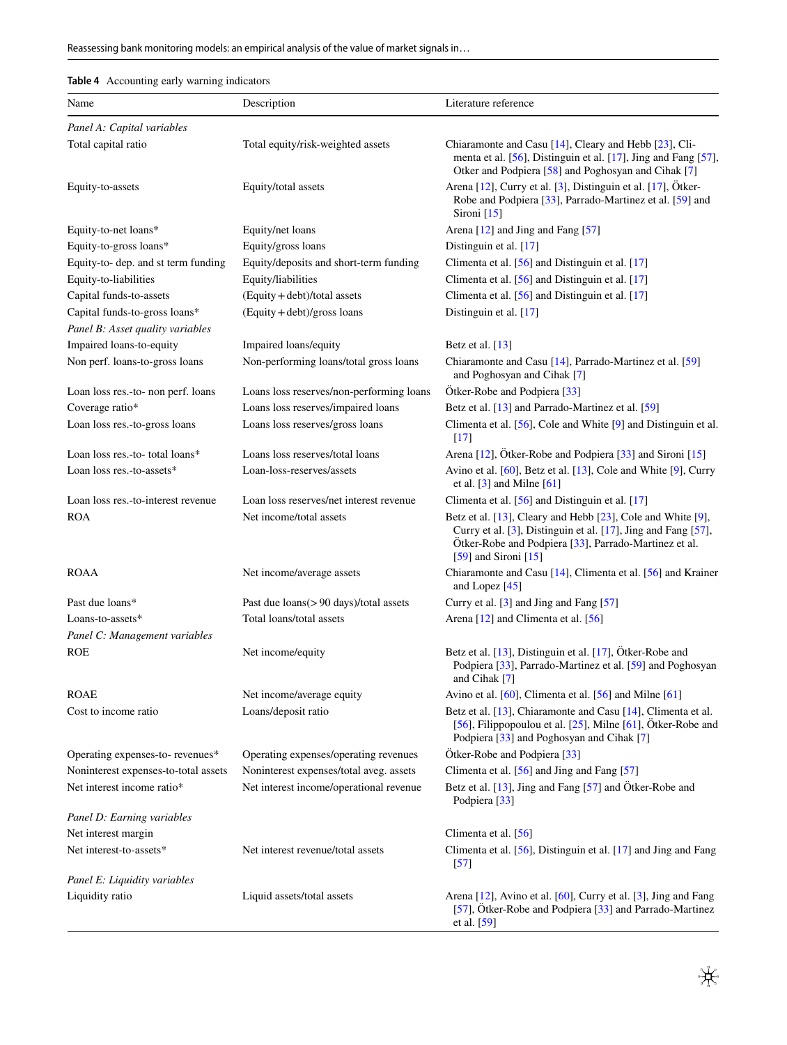**Table 4** Accounting early warning indicators

| Name | Description | Literature reference |
|---|---|---|
| *Panel A: Capital variables* | | |
| Total capital ratio | Total equity/risk-weighted assets | Chiaramonte and Casu [14], Cleary and Hebb [23], Climenta et al. [56], Distinguin et al. [17], Jing and Fang [57], Otker and Podpiera [58] and Poghosyan and Cihak [7] |
| Equity-to-assets | Equity/total assets | Arena [12], Curry et al. [3], Distinguin et al. [17], Ötker-Robe and Podpiera [33], Parrado-Martinez et al. [59] and Sironi [15] |
| Equity-to-net loans* | Equity/net loans | Arena [12] and Jing and Fang [57] |
| Equity-to-gross loans* | Equity/gross loans | Distinguin et al. [17] |
| Equity-to- dep. and st term funding | Equity/deposits and short-term funding | Climenta et al. [56] and Distinguin et al. [17] |
| Equity-to-liabilities | Equity/liabilities | Climenta et al. [56] and Distinguin et al. [17] |
| Capital funds-to-assets | (Equity + debt)/total assets | Climenta et al. [56] and Distinguin et al. [17] |
| Capital funds-to-gross loans* | (Equity + debt)/gross loans | Distinguin et al. [17] |
| *Panel B: Asset quality variables* | | |
| Impaired loans-to-equity | Impaired loans/equity | Betz et al. [13] |
| Non perf. loans-to-gross loans | Non-performing loans/total gross loans | Chiaramonte and Casu [14], Parrado-Martinez et al. [59] and Poghosyan and Cihak [7] |
| Loan loss res.-to- non perf. loans | Loans loss reserves/non-performing loans | Ötker-Robe and Podpiera [33] |
| Coverage ratio* | Loans loss reserves/impaired loans | Betz et al. [13] and Parrado-Martinez et al. [59] |
| Loan loss res.-to-gross loans | Loans loss reserves/gross loans | Climenta et al. [56], Cole and White [9] and Distinguin et al. [17] |
| Loan loss res.-to- total loans* | Loans loss reserves/total loans | Arena [12], Ötker-Robe and Podpiera [33] and Sironi [15] |
| Loan loss res.-to-assets* | Loan-loss-reserves/assets | Avino et al. [60], Betz et al. [13], Cole and White [9], Curry et al. [3] and Milne [61] |
| Loan loss res.-to-interest revenue | Loan loss reserves/net interest revenue | Climenta et al. [56] and Distinguin et al. [17] |
| ROA | Net income/total assets | Betz et al. [13], Cleary and Hebb [23], Cole and White [9], Curry et al. [3], Distinguin et al. [17], Jing and Fang [57], Ötker-Robe and Podpiera [33], Parrado-Martinez et al. [59] and Sironi [15] |
| ROAA | Net income/average assets | Chiaramonte and Casu [14], Climenta et al. [56] and Krainer and Lopez [45] |
| Past due loans* | Past due loans(> 90 days)/total assets | Curry et al. [3] and Jing and Fang [57] |
| Loans-to-assets* | Total loans/total assets | Arena [12] and Climenta et al. [56] |
| *Panel C: Management variables* | | |
| ROE | Net income/equity | Betz et al. [13], Distinguin et al. [17], Ötker-Robe and Podpiera [33], Parrado-Martinez et al. [59] and Poghosyan and Cihak [7] |
| ROAE | Net income/average equity | Avino et al. [60], Climenta et al. [56] and Milne [61] |
| Cost to income ratio | Loans/deposit ratio | Betz et al. [13], Chiaramonte and Casu [14], Climenta et al. [56], Filippopoulou et al. [25], Milne [61], Ötker-Robe and Podpiera [33] and Poghosyan and Cihak [7] |
| Operating expenses-to- revenues* | Operating expenses/operating revenues | Ötker-Robe and Podpiera [33] |
| Noninterest expenses-to-total assets | Noninterest expenses/total aveg. assets | Climenta et al. [56] and Jing and Fang [57] |
| Net interest income ratio* | Net interest income/operational revenue | Betz et al. [13], Jing and Fang [57] and Ötker-Robe and Podpiera [33] |
| *Panel D: Earning variables* | | |
| Net interest margin | | Climenta et al. [56] |
| Net interest-to-assets* | Net interest revenue/total assets | Climenta et al. [56], Distinguin et al. [17] and Jing and Fang [57] |
| *Panel E: Liquidity variables* | | |
| Liquidity ratio | Liquid assets/total assets | Arena [12], Avino et al. [60], Curry et al. [3], Jing and Fang [57], Ötker-Robe and Podpiera [33] and Parrado-Martinez et al. [59] |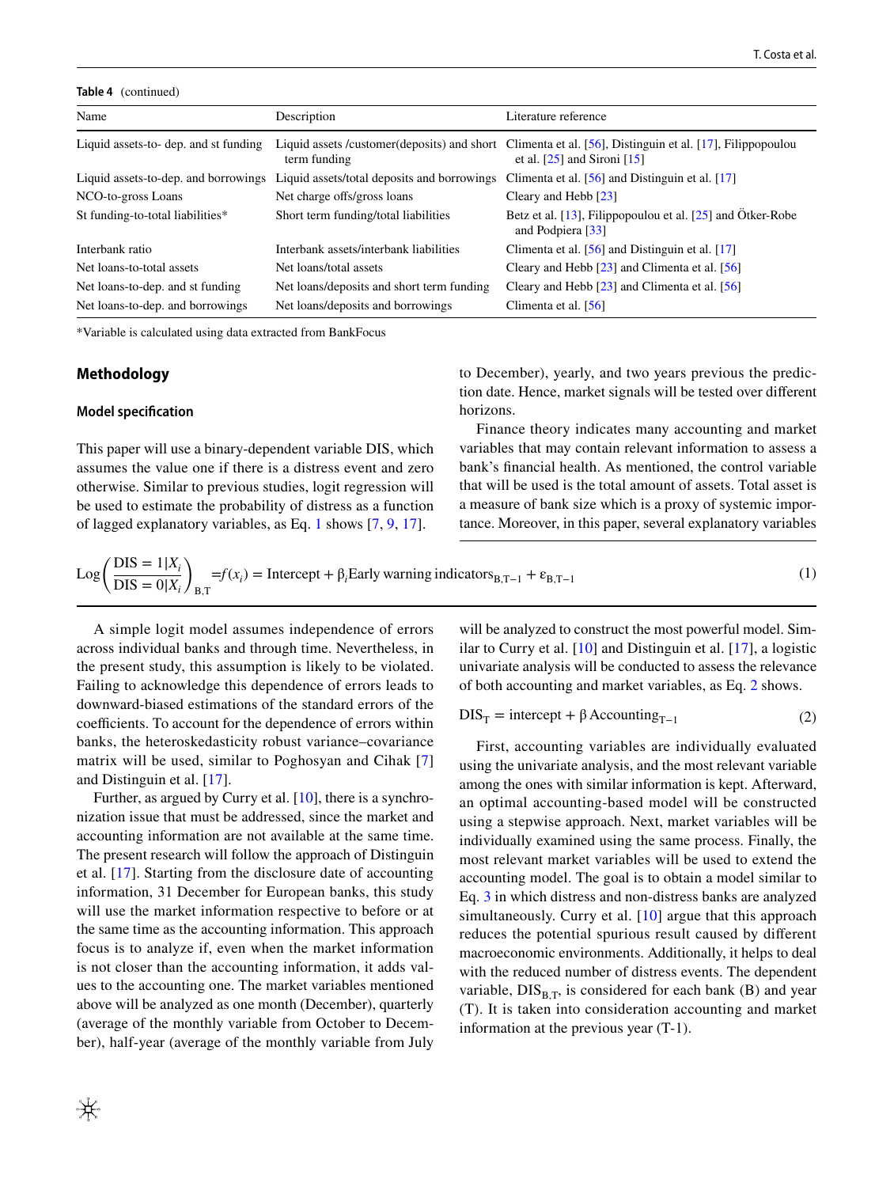**Table 4** (continued)

| Name | Description | Literature reference |
|---|---|---|
| Liquid assets-to- dep. and st funding | Liquid assets /customer(deposits) and short term funding | Climenta et al. [56], Distinguin et al. [17], Filippopoulou et al. [25] and Sironi [15] |
| Liquid assets-to-dep. and borrowings | Liquid assets/total deposits and borrowings | Climenta et al. [56] and Distinguin et al. [17] |
| NCO-to-gross Loans | Net charge offs/gross loans | Cleary and Hebb [23] |
| St funding-to-total liabilities* | Short term funding/total liabilities | Betz et al. [13], Filippopoulou et al. [25] and Ötker-Robe and Podpiera [33] |
| Interbank ratio | Interbank assets/interbank liabilities | Climenta et al. [56] and Distinguin et al. [17] |
| Net loans-to-total assets | Net loans/total assets | Cleary and Hebb [23] and Climenta et al. [56] |
| Net loans-to-dep. and st funding | Net loans/deposits and short term funding | Cleary and Hebb [23] and Climenta et al. [56] |
| Net loans-to-dep. and borrowings | Net loans/deposits and borrowings | Climenta et al. [56] |

*Variable is calculated using data extracted from BankFocus

## Methodology

### Model specification

This paper will use a binary-dependent variable DIS, which assumes the value one if there is a distress event and zero otherwise. Similar to previous studies, logit regression will be used to estimate the probability of distress as a function of lagged explanatory variables, as Eq. 1 shows [7, 9, 17].

$$\text{Log}\left(\frac{\text{DIS} = 1|X_i}{\text{DIS} = 0|X_i}\right)_{\text{B,T}} = f(x_i) = \text{Intercept} + \beta_i \text{Early warning indicators}_{\text{B,T}-1} + \varepsilon_{\text{B,T}-1} \quad (1)$$

A simple logit model assumes independence of errors across individual banks and through time. Nevertheless, in the present study, this assumption is likely to be violated. Failing to acknowledge this dependence of errors leads to downward-biased estimations of the standard errors of the coefficients. To account for the dependence of errors within banks, the heteroskedasticity robust variance–covariance matrix will be used, similar to Poghosyan and Cihak [7] and Distinguin et al. [17].

Further, as argued by Curry et al. [10], there is a synchronization issue that must be addressed, since the market and accounting information are not available at the same time. The present research will follow the approach of Distinguin et al. [17]. Starting from the disclosure date of accounting information, 31 December for European banks, this study will use the market information respective to before or at the same time as the accounting information. This approach focus is to analyze if, even when the market information is not closer than the accounting information, it adds values to the accounting one. The market variables mentioned above will be analyzed as one month (December), quarterly (average of the monthly variable from October to December), half-year (average of the monthly variable from July to December), yearly, and two years previous the prediction date. Hence, market signals will be tested over different horizons.

Finance theory indicates many accounting and market variables that may contain relevant information to assess a bank's financial health. As mentioned, the control variable that will be used is the total amount of assets. Total asset is a measure of bank size which is a proxy of systemic importance. Moreover, in this paper, several explanatory variables will be analyzed to construct the most powerful model. Similar to Curry et al. [10] and Distinguin et al. [17], a logistic univariate analysis will be conducted to assess the relevance of both accounting and market variables, as Eq. 2 shows.

$$\text{DIS}_\text{T} = \text{intercept} + \beta\, \text{Accounting}_{\text{T}-1} \quad (2)$$

First, accounting variables are individually evaluated using the univariate analysis, and the most relevant variable among the ones with similar information is kept. Afterward, an optimal accounting-based model will be constructed using a stepwise approach. Next, market variables will be individually examined using the same process. Finally, the most relevant market variables will be used to extend the accounting model. The goal is to obtain a model similar to Eq. 3 in which distress and non-distress banks are analyzed simultaneously. Curry et al. [10] argue that this approach reduces the potential spurious result caused by different macroeconomic environments. Additionally, it helps to deal with the reduced number of distress events. The dependent variable, $\text{DIS}_{\text{B,T}}$, is considered for each bank (B) and year (T). It is taken into consideration accounting and market information at the previous year (T-1).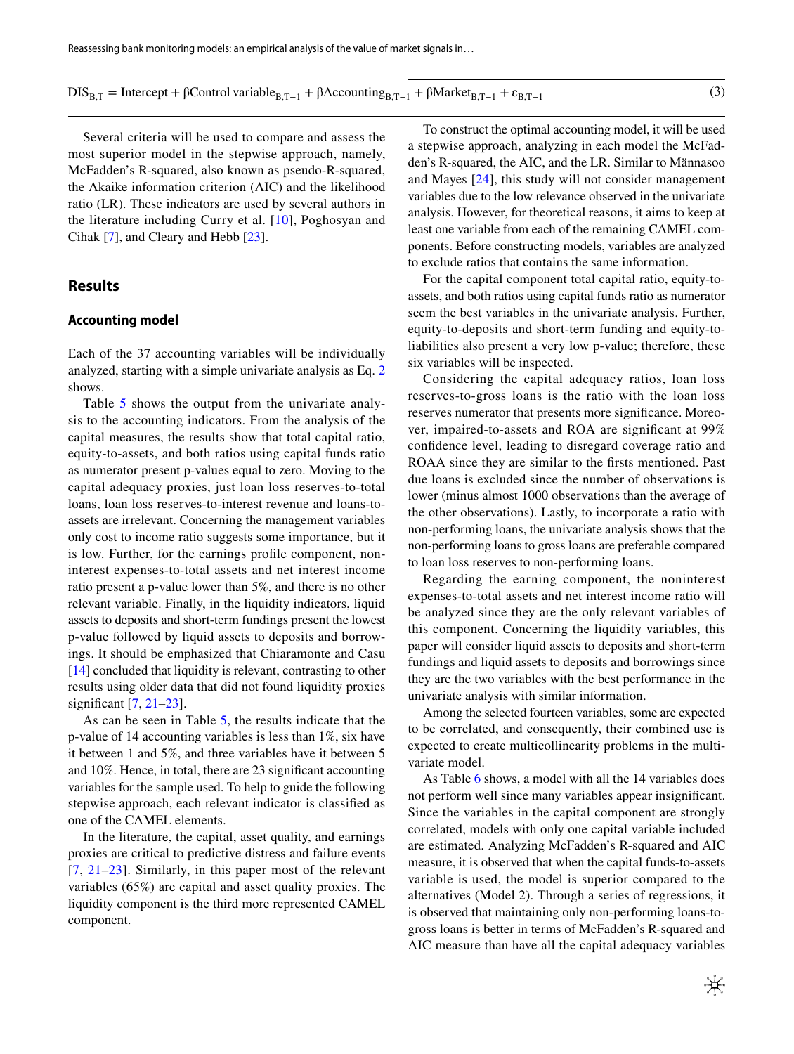$$\mathrm{DIS}_{B,T} = \mathrm{Intercept} + \beta\mathrm{Control\ variable}_{B,T-1} + \beta\mathrm{Accounting}_{B,T-1} + \beta\mathrm{Market}_{B,T-1} + \varepsilon_{B,T-1} \tag{3}$$

Several criteria will be used to compare and assess the most superior model in the stepwise approach, namely, McFadden's R-squared, also known as pseudo-R-squared, the Akaike information criterion (AIC) and the likelihood ratio (LR). These indicators are used by several authors in the literature including Curry et al. [10], Poghosyan and Cihak [7], and Cleary and Hebb [23].

## Results

### Accounting model

Each of the 37 accounting variables will be individually analyzed, starting with a simple univariate analysis as Eq. 2 shows.

Table 5 shows the output from the univariate analysis to the accounting indicators. From the analysis of the capital measures, the results show that total capital ratio, equity-to-assets, and both ratios using capital funds ratio as numerator present p-values equal to zero. Moving to the capital adequacy proxies, just loan loss reserves-to-total loans, loan loss reserves-to-interest revenue and loans-to-assets are irrelevant. Concerning the management variables only cost to income ratio suggests some importance, but it is low. Further, for the earnings profile component, noninterest expenses-to-total assets and net interest income ratio present a p-value lower than 5%, and there is no other relevant variable. Finally, in the liquidity indicators, liquid assets to deposits and short-term fundings present the lowest p-value followed by liquid assets to deposits and borrowings. It should be emphasized that Chiaramonte and Casu [14] concluded that liquidity is relevant, contrasting to other results using older data that did not found liquidity proxies significant [7, 21–23].

As can be seen in Table 5, the results indicate that the p-value of 14 accounting variables is less than 1%, six have it between 1 and 5%, and three variables have it between 5 and 10%. Hence, in total, there are 23 significant accounting variables for the sample used. To help to guide the following stepwise approach, each relevant indicator is classified as one of the CAMEL elements.

In the literature, the capital, asset quality, and earnings proxies are critical to predictive distress and failure events [7, 21–23]. Similarly, in this paper most of the relevant variables (65%) are capital and asset quality proxies. The liquidity component is the third more represented CAMEL component.

To construct the optimal accounting model, it will be used a stepwise approach, analyzing in each model the McFadden's R-squared, the AIC, and the LR. Similar to Männasoo and Mayes [24], this study will not consider management variables due to the low relevance observed in the univariate analysis. However, for theoretical reasons, it aims to keep at least one variable from each of the remaining CAMEL components. Before constructing models, variables are analyzed to exclude ratios that contains the same information.

For the capital component total capital ratio, equity-to-assets, and both ratios using capital funds ratio as numerator seem the best variables in the univariate analysis. Further, equity-to-deposits and short-term funding and equity-to-liabilities also present a very low p-value; therefore, these six variables will be inspected.

Considering the capital adequacy ratios, loan loss reserves-to-gross loans is the ratio with the loan loss reserves numerator that presents more significance. Moreover, impaired-to-assets and ROA are significant at 99% confidence level, leading to disregard coverage ratio and ROAA since they are similar to the firsts mentioned. Past due loans is excluded since the number of observations is lower (minus almost 1000 observations than the average of the other observations). Lastly, to incorporate a ratio with non-performing loans, the univariate analysis shows that the non-performing loans to gross loans are preferable compared to loan loss reserves to non-performing loans.

Regarding the earning component, the noninterest expenses-to-total assets and net interest income ratio will be analyzed since they are the only relevant variables of this component. Concerning the liquidity variables, this paper will consider liquid assets to deposits and short-term fundings and liquid assets to deposits and borrowings since they are the two variables with the best performance in the univariate analysis with similar information.

Among the selected fourteen variables, some are expected to be correlated, and consequently, their combined use is expected to create multicollinearity problems in the multivariate model.

As Table 6 shows, a model with all the 14 variables does not perform well since many variables appear insignificant. Since the variables in the capital component are strongly correlated, models with only one capital variable included are estimated. Analyzing McFadden's R-squared and AIC measure, it is observed that when the capital funds-to-assets variable is used, the model is superior compared to the alternatives (Model 2). Through a series of regressions, it is observed that maintaining only non-performing loans-to-gross loans is better in terms of McFadden's R-squared and AIC measure than have all the capital adequacy variables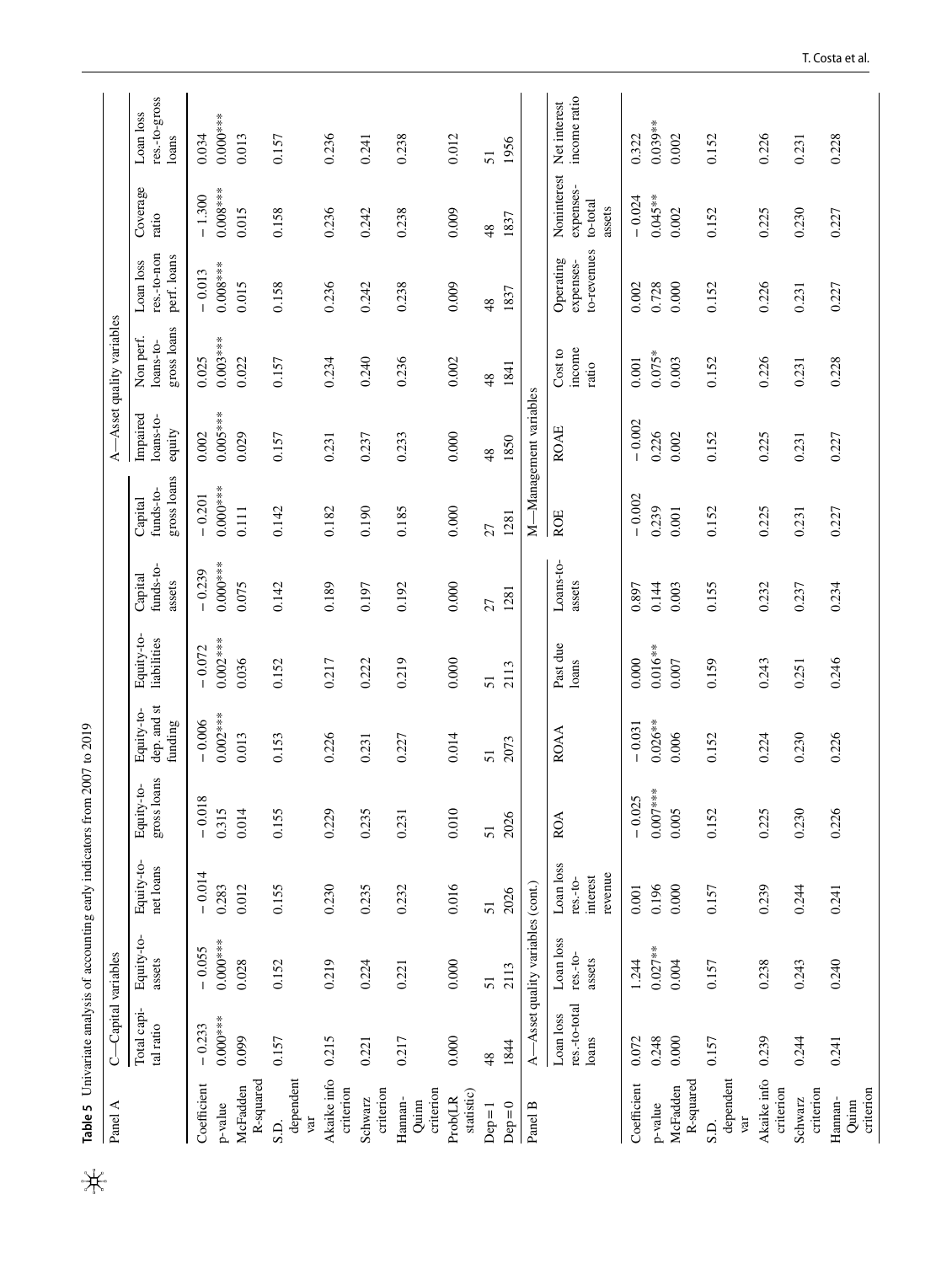**Table 5** Univariate analysis of accounting early indicators from 2007 to 2019

| Panel A | C—Capital variables | | | | | | | | A—Asset quality variables | | | | |
|---|---|---|---|---|---|---|---|---|---|---|---|---|---|
| | Total capital ratio | Equity-to-assets | Equity-to-net loans | Equity-to-gross loans | Equity-to-dep. and st funding | Equity-to-liabilities | Capital funds-to-assets | Capital funds-to-gross loans | Impaired loans-to-equity | Non perf. loans-to-gross loans | Loan loss res.-to-non perf. loans | Coverage ratio | Loan loss res.-to-gross loans |
| Coefficient | − 0.233 | − 0.055 | − 0.014 | − 0.018 | − 0.006 | − 0.072 | − 0.239 | − 0.201 | 0.002 | 0.025 | − 0.013 | − 1.300 | 0.034 |
| p-value | 0.000*** | 0.000*** | 0.283 | 0.315 | 0.002*** | 0.002*** | 0.000*** | 0.000*** | 0.005*** | 0.003*** | 0.008*** | 0.008*** | 0.000*** |
| McFadden R-squared | 0.099 | 0.028 | 0.012 | 0.014 | 0.013 | 0.036 | 0.075 | 0.111 | 0.029 | 0.022 | 0.015 | 0.015 | 0.013 |
| S.D. dependent var | 0.157 | 0.152 | 0.155 | 0.155 | 0.153 | 0.152 | 0.142 | 0.142 | 0.157 | 0.157 | 0.158 | 0.158 | 0.157 |
| Akaike info criterion | 0.215 | 0.219 | 0.230 | 0.229 | 0.226 | 0.217 | 0.189 | 0.182 | 0.231 | 0.234 | 0.236 | 0.236 | 0.236 |
| Schwarz criterion | 0.221 | 0.224 | 0.235 | 0.235 | 0.231 | 0.222 | 0.197 | 0.190 | 0.237 | 0.240 | 0.242 | 0.242 | 0.241 |
| Hannan-Quinn criterion | 0.217 | 0.221 | 0.232 | 0.231 | 0.227 | 0.219 | 0.192 | 0.185 | 0.233 | 0.236 | 0.238 | 0.238 | 0.238 |
| Prob(LR statistic) | 0.000 | 0.000 | 0.016 | 0.010 | 0.014 | 0.000 | 0.000 | 0.000 | 0.000 | 0.002 | 0.009 | 0.009 | 0.012 |
| Dep = 1 | 48 | 51 | 51 | 51 | 51 | 51 | 27 | 27 | 48 | 48 | 48 | 48 | 51 |
| Dep = 0 | 1844 | 2113 | 2026 | 2026 | 2073 | 2113 | 1281 | 1281 | 1850 | 1841 | 1837 | 1837 | 1956 |

| Panel B | A—Asset quality variables (cont.) | | | | | | | M—Management variables | | | | | |
|---|---|---|---|---|---|---|---|---|---|---|---|---|---|
| | Loan loss res.-to-total loans | Loan loss res.-to-assets | Loan loss res.-to-interest revenue | ROA | ROAA | Past due loans | Loans-to-assets | ROE | ROAE | Cost to income ratio | Operating expenses-to-revenues | Noninterest expenses-to-total assets | Net interest income ratio |
| Coefficient | 0.072 | 1.244 | 0.001 | − 0.025 | − 0.031 | 0.000 | 0.897 | − 0.002 | − 0.002 | 0.001 | 0.002 | − 0.024 | 0.322 |
| p-value | 0.248 | 0.027** | 0.196 | 0.007*** | 0.026** | 0.016** | 0.144 | 0.239 | 0.226 | 0.075* | 0.728 | 0.045** | 0.039** |
| McFadden R-squared | 0.000 | 0.004 | 0.000 | 0.005 | 0.006 | 0.007 | 0.003 | 0.001 | 0.002 | 0.003 | 0.000 | 0.002 | 0.002 |
| S.D. dependent var | 0.157 | 0.157 | 0.157 | 0.152 | 0.152 | 0.159 | 0.155 | 0.152 | 0.152 | 0.152 | 0.152 | 0.152 | 0.152 |
| Akaike info criterion | 0.239 | 0.238 | 0.239 | 0.225 | 0.224 | 0.243 | 0.232 | 0.225 | 0.225 | 0.226 | 0.226 | 0.225 | 0.226 |
| Schwarz criterion | 0.244 | 0.243 | 0.244 | 0.230 | 0.230 | 0.251 | 0.237 | 0.231 | 0.231 | 0.231 | 0.231 | 0.230 | 0.231 |
| Hannan-Quinn criterion | 0.241 | 0.240 | 0.241 | 0.226 | 0.226 | 0.246 | 0.234 | 0.227 | 0.227 | 0.228 | 0.227 | 0.227 | 0.228 |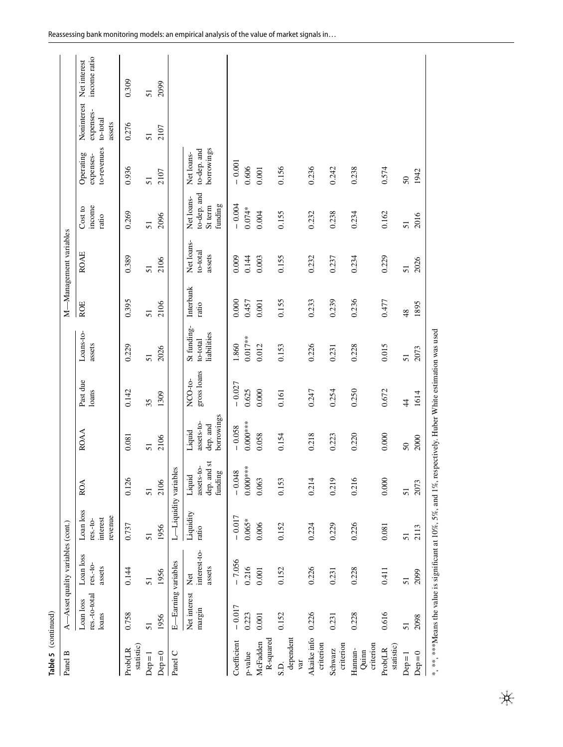**Table 5** (continued)

| Panel B | A—Asset quality variables (cont.) | | | | | | | M—Management variables | | | | | |
|---|---|---|---|---|---|---|---|---|---|---|---|---|---|
| | Loan loss res.-to-total loans | Loan loss res.-to-assets | Loan loss res.-to-interest revenue | ROA | ROAA | Past due loans | Loans-to-assets | ROE | ROAE | Cost to income ratio | Operating expenses-to-revenues | Noninterest expenses-to-total assets | Net interest income ratio |
| Prob(LR statistic) | 0.758 | 0.144 | 0.737 | 0.126 | 0.081 | 0.142 | 0.229 | 0.395 | 0.389 | 0.269 | 0.936 | 0.276 | 0.309 |
| Dep = 1 | 51 | 51 | 51 | 51 | 51 | 35 | 51 | 51 | 51 | 51 | 51 | 51 | 51 |
| Dep = 0 | 1956 | 1956 | 1956 | 2106 | 2106 | 1309 | 2026 | 2106 | 2106 | 2096 | 2107 | 2107 | 2099 |

| Panel C | E—Earning variables | | L—Liquidity variables | | | | | | | | |
|---|---|---|---|---|---|---|---|---|---|---|---|
| | Net interest margin | Net interest-to-assets | Liquidity ratio | Liquid assets-to-dep. and st funding | Liquid assets-to-dep. and borrowings | NCO-to-gross loans | St funding-to-total liabilities | Interbank ratio | Net loans-to-total assets | Net loans-to-dep. and St term funding | Net loans-to-dep. and borrowings |
| Coefficient | − 0.017 | − 7.056 | − 0.017 | − 0.048 | − 0.058 | − 0.027 | 1.860 | 0.000 | 0.009 | − 0.004 | − 0.001 |
| p-value | 0.223 | 0.216 | 0.065* | 0.000*** | 0.000*** | 0.625 | 0.017** | 0.457 | 0.144 | 0.074* | 0.606 |
| McFadden R-squared | 0.001 | 0.001 | 0.006 | 0.063 | 0.058 | 0.000 | 0.012 | 0.001 | 0.003 | 0.004 | 0.001 |
| S.D. dependent var | 0.152 | 0.152 | 0.152 | 0.153 | 0.154 | 0.161 | 0.153 | 0.155 | 0.155 | 0.155 | 0.156 |
| Akaike info criterion | 0.226 | 0.226 | 0.224 | 0.214 | 0.218 | 0.247 | 0.226 | 0.233 | 0.232 | 0.232 | 0.236 |
| Schwarz criterion | 0.231 | 0.231 | 0.229 | 0.219 | 0.223 | 0.254 | 0.231 | 0.239 | 0.237 | 0.238 | 0.242 |
| Hannan-Quinn criterion | 0.228 | 0.228 | 0.226 | 0.216 | 0.220 | 0.250 | 0.228 | 0.236 | 0.234 | 0.234 | 0.238 |
| Prob(LR statistic) | 0.616 | 0.411 | 0.081 | 0.000 | 0.000 | 0.672 | 0.015 | 0.477 | 0.229 | 0.162 | 0.574 |
| Dep = 1 | 51 | 51 | 51 | 51 | 50 | 44 | 51 | 48 | 51 | 51 | 50 |
| Dep = 0 | 2098 | 2099 | 2113 | 2073 | 2000 | 1614 | 2073 | 1895 | 2026 | 2016 | 1942 |

*, **, ***Means the value is significant at 10%, 5%, and 1%, respectively. Huber White estimation was used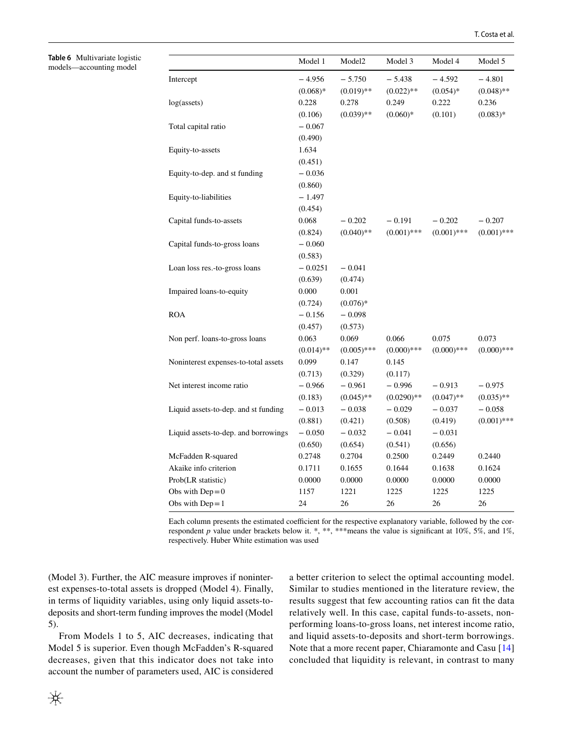**Table 6** Multivariate logistic models—accounting model

| | Model 1 | Model2 | Model 3 | Model 4 | Model 5 |
|---|---|---|---|---|---|
| Intercept | − 4.956 | − 5.750 | − 5.438 | − 4.592 | − 4.801 |
| | (0.068)* | (0.019)** | (0.022)** | (0.054)* | (0.048)** |
| log(assets) | 0.228 | 0.278 | 0.249 | 0.222 | 0.236 |
| | (0.106) | (0.039)** | (0.060)* | (0.101) | (0.083)* |
| Total capital ratio | − 0.067 | | | | |
| | (0.490) | | | | |
| Equity-to-assets | 1.634 | | | | |
| | (0.451) | | | | |
| Equity-to-dep. and st funding | − 0.036 | | | | |
| | (0.860) | | | | |
| Equity-to-liabilities | − 1.497 | | | | |
| | (0.454) | | | | |
| Capital funds-to-assets | 0.068 | − 0.202 | − 0.191 | − 0.202 | − 0.207 |
| | (0.824) | (0.040)** | (0.001)*** | (0.001)*** | (0.001)*** |
| Capital funds-to-gross loans | − 0.060 | | | | |
| | (0.583) | | | | |
| Loan loss res.-to-gross loans | − 0.0251 | − 0.041 | | | |
| | (0.639) | (0.474) | | | |
| Impaired loans-to-equity | 0.000 | 0.001 | | | |
| | (0.724) | (0.076)* | | | |
| ROA | − 0.156 | − 0.098 | | | |
| | (0.457) | (0.573) | | | |
| Non perf. loans-to-gross loans | 0.063 | 0.069 | 0.066 | 0.075 | 0.073 |
| | (0.014)** | (0.005)*** | (0.000)*** | (0.000)*** | (0.000)*** |
| Noninterest expenses-to-total assets | 0.099 | 0.147 | 0.145 | | |
| | (0.713) | (0.329) | (0.117) | | |
| Net interest income ratio | − 0.966 | − 0.961 | − 0.996 | − 0.913 | − 0.975 |
| | (0.183) | (0.045)** | (0.0290)** | (0.047)** | (0.035)** |
| Liquid assets-to-dep. and st funding | − 0.013 | − 0.038 | − 0.029 | − 0.037 | − 0.058 |
| | (0.881) | (0.421) | (0.508) | (0.419) | (0.001)*** |
| Liquid assets-to-dep. and borrowings | − 0.050 | − 0.032 | − 0.041 | − 0.031 | |
| | (0.650) | (0.654) | (0.541) | (0.656) | |
| McFadden R-squared | 0.2748 | 0.2704 | 0.2500 | 0.2449 | 0.2440 |
| Akaike info criterion | 0.1711 | 0.1655 | 0.1644 | 0.1638 | 0.1624 |
| Prob(LR statistic) | 0.0000 | 0.0000 | 0.0000 | 0.0000 | 0.0000 |
| Obs with Dep = 0 | 1157 | 1221 | 1225 | 1225 | 1225 |
| Obs with Dep = 1 | 24 | 26 | 26 | 26 | 26 |

Each column presents the estimated coefficient for the respective explanatory variable, followed by the correspondent *p* value under brackets below it. *, **, ***means the value is significant at 10%, 5%, and 1%, respectively. Huber White estimation was used

(Model 3). Further, the AIC measure improves if noninterest expenses-to-total assets is dropped (Model 4). Finally, in terms of liquidity variables, using only liquid assets-to-deposits and short-term funding improves the model (Model 5).

From Models 1 to 5, AIC decreases, indicating that Model 5 is superior. Even though McFadden's R-squared decreases, given that this indicator does not take into account the number of parameters used, AIC is considered a better criterion to select the optimal accounting model. Similar to studies mentioned in the literature review, the results suggest that few accounting ratios can fit the data relatively well. In this case, capital funds-to-assets, non-performing loans-to-gross loans, net interest income ratio, and liquid assets-to-deposits and short-term borrowings. Note that a more recent paper, Chiaramonte and Casu [14] concluded that liquidity is relevant, in contrast to many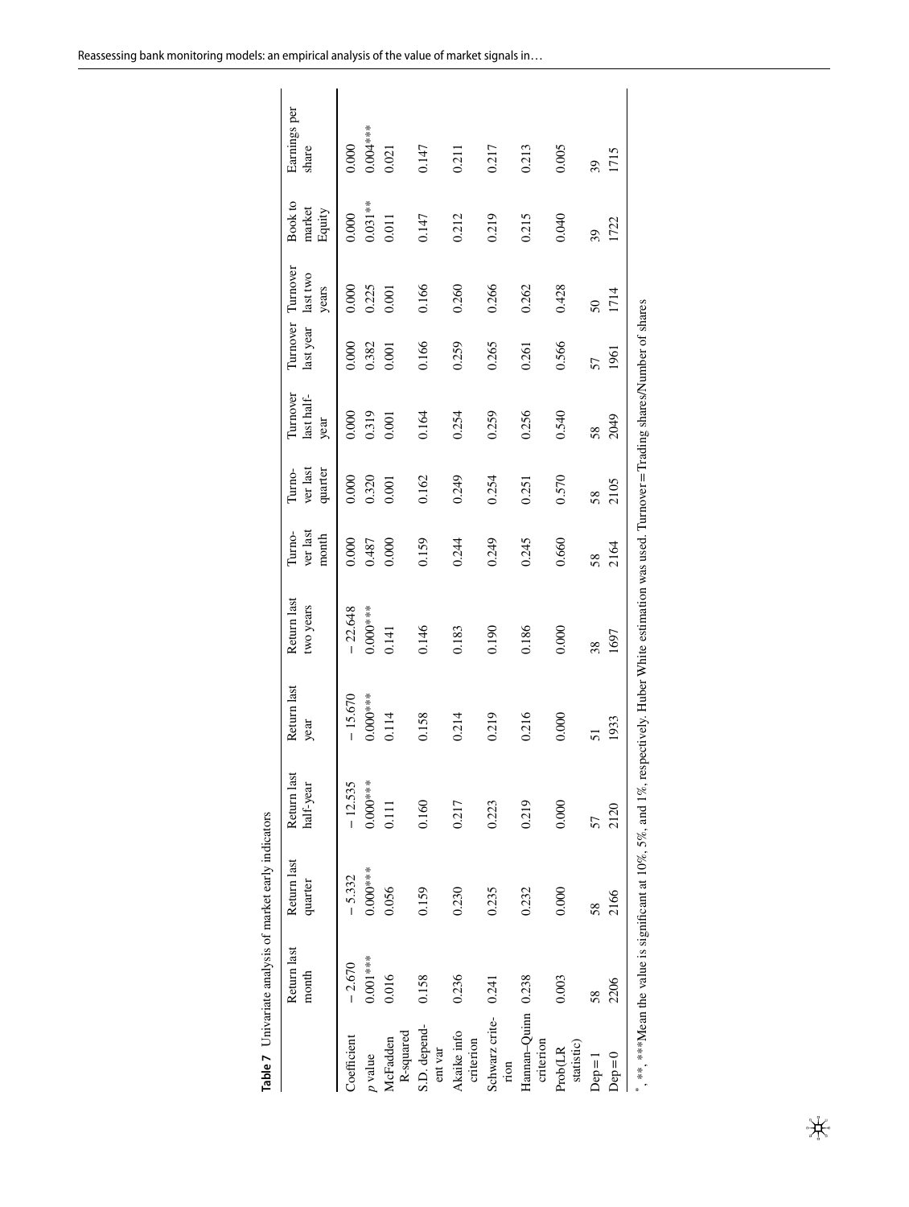**Table 7** Univariate analysis of market early indicators

| | Return last month | Return last quarter | Return last half-year | Return last year | Return last two years | Turnover last month | Turnover last quarter | Turnover last half-year | Turnover last year | Turnover last two years | Book to market Equity | Earnings per share |
|---|---|---|---|---|---|---|---|---|---|---|---|---|
| Coefficient | − 2.670 | − 5.332 | − 12.535 | − 15.670 | − 22.648 | 0.000 | 0.000 | 0.000 | 0.000 | 0.000 | 0.000 | 0.000 |
| p value | 0.001*** | 0.000*** | 0.000*** | 0.000*** | 0.000*** | 0.487 | 0.320 | 0.319 | 0.382 | 0.225 | 0.031** | 0.004*** |
| McFadden R-squared | 0.016 | 0.056 | 0.111 | 0.114 | 0.141 | 0.000 | 0.001 | 0.001 | 0.001 | 0.001 | 0.011 | 0.021 |
| S.D. dependent var | 0.158 | 0.159 | 0.160 | 0.158 | 0.146 | 0.159 | 0.162 | 0.164 | 0.166 | 0.166 | 0.147 | 0.147 |
| Akaike info criterion | 0.236 | 0.230 | 0.217 | 0.214 | 0.183 | 0.244 | 0.249 | 0.254 | 0.259 | 0.260 | 0.212 | 0.211 |
| Schwarz criterion | 0.241 | 0.235 | 0.223 | 0.219 | 0.190 | 0.249 | 0.254 | 0.259 | 0.265 | 0.266 | 0.219 | 0.217 |
| Hannan–Quinn criterion | 0.238 | 0.232 | 0.219 | 0.216 | 0.186 | 0.245 | 0.251 | 0.256 | 0.261 | 0.262 | 0.215 | 0.213 |
| Prob(LR statistic) | 0.003 | 0.000 | 0.000 | 0.000 | 0.000 | 0.660 | 0.570 | 0.540 | 0.566 | 0.428 | 0.040 | 0.005 |
| Dep = 1 | 58 | 58 | 57 | 51 | 38 | 58 | 58 | 58 | 57 | 50 | 39 | 39 |
| Dep = 0 | 2206 | 2166 | 2120 | 1933 | 1697 | 2164 | 2105 | 2049 | 1961 | 1714 | 1722 | 1715 |

*, **, ***Mean the value is significant at 10%, 5%, and 1%, respectively. Huber White estimation was used. Turnover = Trading shares/Number of shares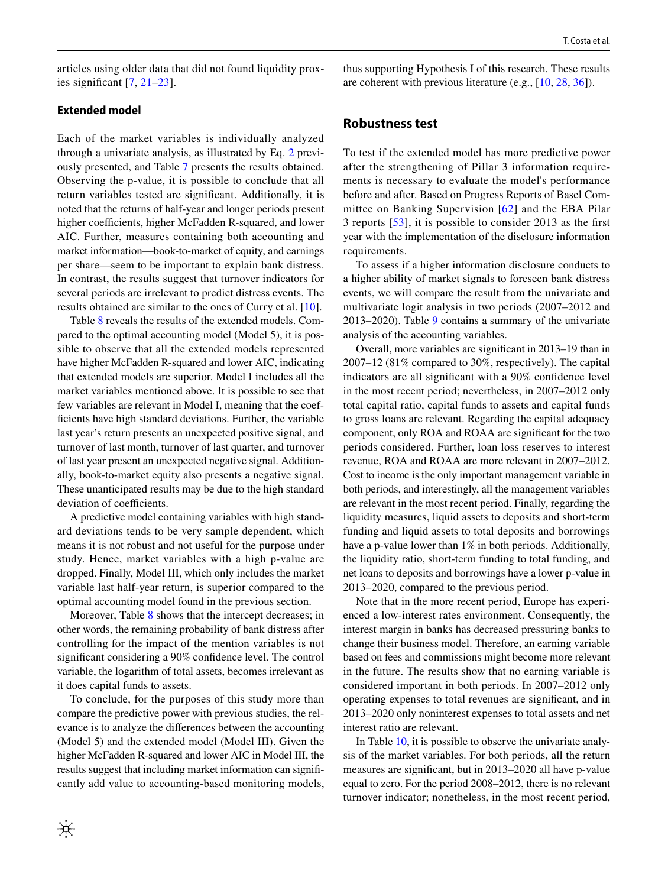articles using older data that did not found liquidity proxies significant [7, 21–23].

### Extended model

Each of the market variables is individually analyzed through a univariate analysis, as illustrated by Eq. 2 previously presented, and Table 7 presents the results obtained. Observing the p-value, it is possible to conclude that all return variables tested are significant. Additionally, it is noted that the returns of half-year and longer periods present higher coefficients, higher McFadden R-squared, and lower AIC. Further, measures containing both accounting and market information—book-to-market of equity, and earnings per share—seem to be important to explain bank distress. In contrast, the results suggest that turnover indicators for several periods are irrelevant to predict distress events. The results obtained are similar to the ones of Curry et al. [10].

Table 8 reveals the results of the extended models. Compared to the optimal accounting model (Model 5), it is possible to observe that all the extended models represented have higher McFadden R-squared and lower AIC, indicating that extended models are superior. Model I includes all the market variables mentioned above. It is possible to see that few variables are relevant in Model I, meaning that the coefficients have high standard deviations. Further, the variable last year's return presents an unexpected positive signal, and turnover of last month, turnover of last quarter, and turnover of last year present an unexpected negative signal. Additionally, book-to-market equity also presents a negative signal. These unanticipated results may be due to the high standard deviation of coefficients.

A predictive model containing variables with high standard deviations tends to be very sample dependent, which means it is not robust and not useful for the purpose under study. Hence, market variables with a high p-value are dropped. Finally, Model III, which only includes the market variable last half-year return, is superior compared to the optimal accounting model found in the previous section.

Moreover, Table 8 shows that the intercept decreases; in other words, the remaining probability of bank distress after controlling for the impact of the mention variables is not significant considering a 90% confidence level. The control variable, the logarithm of total assets, becomes irrelevant as it does capital funds to assets.

To conclude, for the purposes of this study more than compare the predictive power with previous studies, the relevance is to analyze the differences between the accounting (Model 5) and the extended model (Model III). Given the higher McFadden R-squared and lower AIC in Model III, the results suggest that including market information can significantly add value to accounting-based monitoring models, thus supporting Hypothesis I of this research. These results are coherent with previous literature (e.g., [10, 28, 36]).

## Robustness test

To test if the extended model has more predictive power after the strengthening of Pillar 3 information requirements is necessary to evaluate the model's performance before and after. Based on Progress Reports of Basel Committee on Banking Supervision [62] and the EBA Pilar 3 reports [53], it is possible to consider 2013 as the first year with the implementation of the disclosure information requirements.

To assess if a higher information disclosure conducts to a higher ability of market signals to foreseen bank distress events, we will compare the result from the univariate and multivariate logit analysis in two periods (2007–2012 and 2013–2020). Table 9 contains a summary of the univariate analysis of the accounting variables.

Overall, more variables are significant in 2013–19 than in 2007–12 (81% compared to 30%, respectively). The capital indicators are all significant with a 90% confidence level in the most recent period; nevertheless, in 2007–2012 only total capital ratio, capital funds to assets and capital funds to gross loans are relevant. Regarding the capital adequacy component, only ROA and ROAA are significant for the two periods considered. Further, loan loss reserves to interest revenue, ROA and ROAA are more relevant in 2007–2012. Cost to income is the only important management variable in both periods, and interestingly, all the management variables are relevant in the most recent period. Finally, regarding the liquidity measures, liquid assets to deposits and short-term funding and liquid assets to total deposits and borrowings have a p-value lower than 1% in both periods. Additionally, the liquidity ratio, short-term funding to total funding, and net loans to deposits and borrowings have a lower p-value in 2013–2020, compared to the previous period.

Note that in the more recent period, Europe has experienced a low-interest rates environment. Consequently, the interest margin in banks has decreased pressuring banks to change their business model. Therefore, an earning variable based on fees and commissions might become more relevant in the future. The results show that no earning variable is considered important in both periods. In 2007–2012 only operating expenses to total revenues are significant, and in 2013–2020 only noninterest expenses to total assets and net interest ratio are relevant.

In Table 10, it is possible to observe the univariate analysis of the market variables. For both periods, all the return measures are significant, but in 2013–2020 all have p-value equal to zero. For the period 2008–2012, there is no relevant turnover indicator; nonetheless, in the most recent period,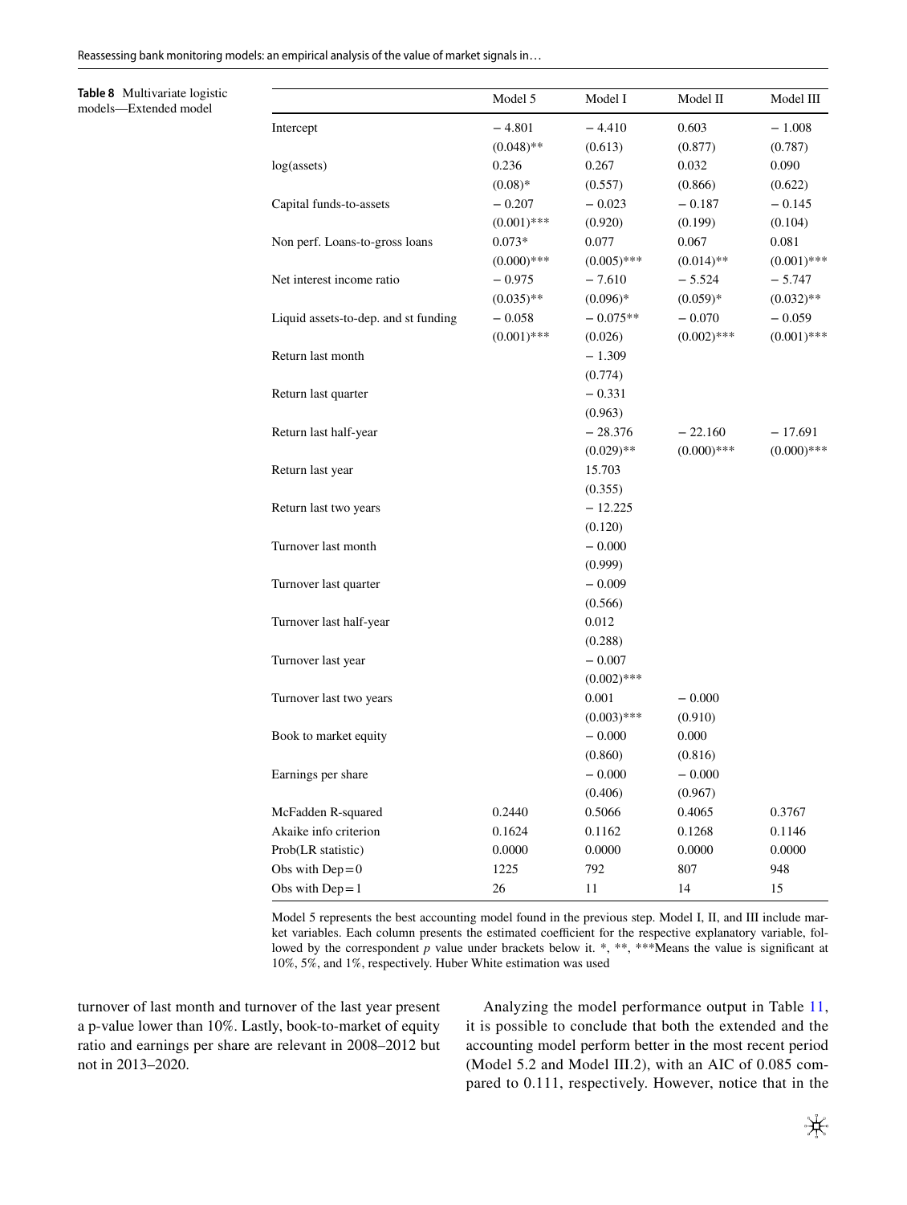**Table 8** Multivariate logistic models—Extended model

| | Model 5 | Model I | Model II | Model III |
|---|---|---|---|---|
| Intercept | − 4.801 | − 4.410 | 0.603 | − 1.008 |
| | (0.048)** | (0.613) | (0.877) | (0.787) |
| log(assets) | 0.236 | 0.267 | 0.032 | 0.090 |
| | (0.08)* | (0.557) | (0.866) | (0.622) |
| Capital funds-to-assets | − 0.207 | − 0.023 | − 0.187 | − 0.145 |
| | (0.001)*** | (0.920) | (0.199) | (0.104) |
| Non perf. Loans-to-gross loans | 0.073* | 0.077 | 0.067 | 0.081 |
| | (0.000)*** | (0.005)*** | (0.014)** | (0.001)*** |
| Net interest income ratio | − 0.975 | − 7.610 | − 5.524 | − 5.747 |
| | (0.035)** | (0.096)* | (0.059)* | (0.032)** |
| Liquid assets-to-dep. and st funding | − 0.058 | − 0.075** | − 0.070 | − 0.059 |
| | (0.001)*** | (0.026) | (0.002)*** | (0.001)*** |
| Return last month | | − 1.309 | | |
| | | (0.774) | | |
| Return last quarter | | − 0.331 | | |
| | | (0.963) | | |
| Return last half-year | | − 28.376 | − 22.160 | − 17.691 |
| | | (0.029)** | (0.000)*** | (0.000)*** |
| Return last year | | 15.703 | | |
| | | (0.355) | | |
| Return last two years | | − 12.225 | | |
| | | (0.120) | | |
| Turnover last month | | − 0.000 | | |
| | | (0.999) | | |
| Turnover last quarter | | − 0.009 | | |
| | | (0.566) | | |
| Turnover last half-year | | 0.012 | | |
| | | (0.288) | | |
| Turnover last year | | − 0.007 | | |
| | | (0.002)*** | | |
| Turnover last two years | | 0.001 | − 0.000 | |
| | | (0.003)*** | (0.910) | |
| Book to market equity | | − 0.000 | 0.000 | |
| | | (0.860) | (0.816) | |
| Earnings per share | | − 0.000 | − 0.000 | |
| | | (0.406) | (0.967) | |
| McFadden R-squared | 0.2440 | 0.5066 | 0.4065 | 0.3767 |
| Akaike info criterion | 0.1624 | 0.1162 | 0.1268 | 0.1146 |
| Prob(LR statistic) | 0.0000 | 0.0000 | 0.0000 | 0.0000 |
| Obs with Dep = 0 | 1225 | 792 | 807 | 948 |
| Obs with Dep = 1 | 26 | 11 | 14 | 15 |

Model 5 represents the best accounting model found in the previous step. Model I, II, and III include market variables. Each column presents the estimated coefficient for the respective explanatory variable, followed by the correspondent *p* value under brackets below it. *, **, ***Means the value is significant at 10%, 5%, and 1%, respectively. Huber White estimation was used

turnover of last month and turnover of the last year present a p-value lower than 10%. Lastly, book-to-market of equity ratio and earnings per share are relevant in 2008–2012 but not in 2013–2020.

Analyzing the model performance output in Table 11, it is possible to conclude that both the extended and the accounting model perform better in the most recent period (Model 5.2 and Model III.2), with an AIC of 0.085 compared to 0.111, respectively. However, notice that in the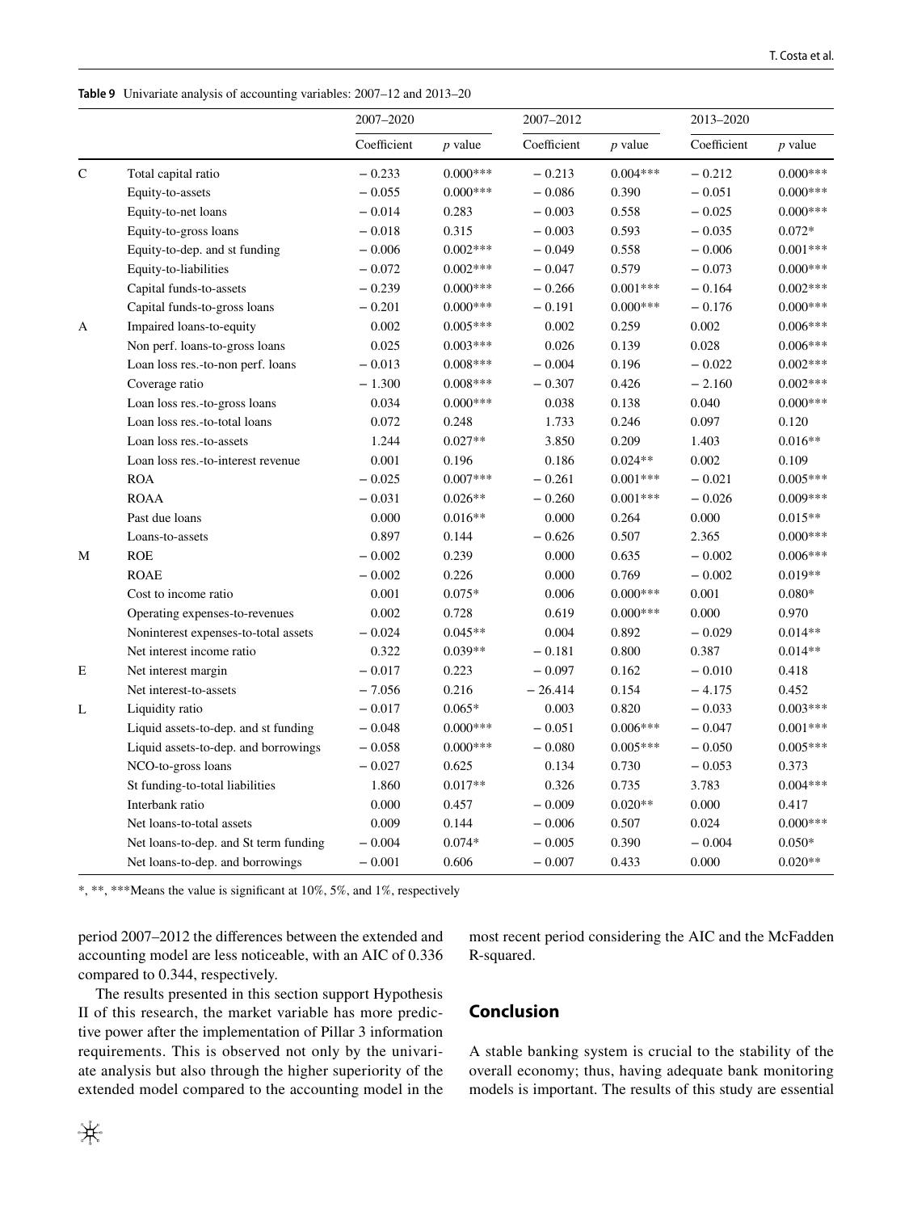**Table 9** Univariate analysis of accounting variables: 2007–12 and 2013–20

| | | 2007–2020 | | 2007–2012 | | 2013–2020 | |
|---|---|---|---|---|---|---|---|
| | | Coefficient | *p* value | Coefficient | *p* value | Coefficient | *p* value |
| C | Total capital ratio | − 0.233 | 0.000*** | − 0.213 | 0.004*** | − 0.212 | 0.000*** |
| | Equity-to-assets | − 0.055 | 0.000*** | − 0.086 | 0.390 | − 0.051 | 0.000*** |
| | Equity-to-net loans | − 0.014 | 0.283 | − 0.003 | 0.558 | − 0.025 | 0.000*** |
| | Equity-to-gross loans | − 0.018 | 0.315 | − 0.003 | 0.593 | − 0.035 | 0.072* |
| | Equity-to-dep. and st funding | − 0.006 | 0.002*** | − 0.049 | 0.558 | − 0.006 | 0.001*** |
| | Equity-to-liabilities | − 0.072 | 0.002*** | − 0.047 | 0.579 | − 0.073 | 0.000*** |
| | Capital funds-to-assets | − 0.239 | 0.000*** | − 0.266 | 0.001*** | − 0.164 | 0.002*** |
| | Capital funds-to-gross loans | − 0.201 | 0.000*** | − 0.191 | 0.000*** | − 0.176 | 0.000*** |
| A | Impaired loans-to-equity | 0.002 | 0.005*** | 0.002 | 0.259 | 0.002 | 0.006*** |
| | Non perf. loans-to-gross loans | 0.025 | 0.003*** | 0.026 | 0.139 | 0.028 | 0.006*** |
| | Loan loss res.-to-non perf. loans | − 0.013 | 0.008*** | − 0.004 | 0.196 | − 0.022 | 0.002*** |
| | Coverage ratio | − 1.300 | 0.008*** | − 0.307 | 0.426 | − 2.160 | 0.002*** |
| | Loan loss res.-to-gross loans | 0.034 | 0.000*** | 0.038 | 0.138 | 0.040 | 0.000*** |
| | Loan loss res.-to-total loans | 0.072 | 0.248 | 1.733 | 0.246 | 0.097 | 0.120 |
| | Loan loss res.-to-assets | 1.244 | 0.027** | 3.850 | 0.209 | 1.403 | 0.016** |
| | Loan loss res.-to-interest revenue | 0.001 | 0.196 | 0.186 | 0.024** | 0.002 | 0.109 |
| | ROA | − 0.025 | 0.007*** | − 0.261 | 0.001*** | − 0.021 | 0.005*** |
| | ROAA | − 0.031 | 0.026** | − 0.260 | 0.001*** | − 0.026 | 0.009*** |
| | Past due loans | 0.000 | 0.016** | 0.000 | 0.264 | 0.000 | 0.015** |
| | Loans-to-assets | 0.897 | 0.144 | − 0.626 | 0.507 | 2.365 | 0.000*** |
| M | ROE | − 0.002 | 0.239 | 0.000 | 0.635 | − 0.002 | 0.006*** |
| | ROAE | − 0.002 | 0.226 | 0.000 | 0.769 | − 0.002 | 0.019** |
| | Cost to income ratio | 0.001 | 0.075* | 0.006 | 0.000*** | 0.001 | 0.080* |
| | Operating expenses-to-revenues | 0.002 | 0.728 | 0.619 | 0.000*** | 0.000 | 0.970 |
| | Noninterest expenses-to-total assets | − 0.024 | 0.045** | 0.004 | 0.892 | − 0.029 | 0.014** |
| | Net interest income ratio | 0.322 | 0.039** | − 0.181 | 0.800 | 0.387 | 0.014** |
| E | Net interest margin | − 0.017 | 0.223 | − 0.097 | 0.162 | − 0.010 | 0.418 |
| | Net interest-to-assets | − 7.056 | 0.216 | − 26.414 | 0.154 | − 4.175 | 0.452 |
| L | Liquidity ratio | − 0.017 | 0.065* | 0.003 | 0.820 | − 0.033 | 0.003*** |
| | Liquid assets-to-dep. and st funding | − 0.048 | 0.000*** | − 0.051 | 0.006*** | − 0.047 | 0.001*** |
| | Liquid assets-to-dep. and borrowings | − 0.058 | 0.000*** | − 0.080 | 0.005*** | − 0.050 | 0.005*** |
| | NCO-to-gross loans | − 0.027 | 0.625 | 0.134 | 0.730 | − 0.053 | 0.373 |
| | St funding-to-total liabilities | 1.860 | 0.017** | 0.326 | 0.735 | 3.783 | 0.004*** |
| | Interbank ratio | 0.000 | 0.457 | − 0.009 | 0.020** | 0.000 | 0.417 |
| | Net loans-to-total assets | 0.009 | 0.144 | − 0.006 | 0.507 | 0.024 | 0.000*** |
| | Net loans-to-dep. and St term funding | − 0.004 | 0.074* | − 0.005 | 0.390 | − 0.004 | 0.050* |
| | Net loans-to-dep. and borrowings | − 0.001 | 0.606 | − 0.007 | 0.433 | 0.000 | 0.020** |

*, **, ***Means the value is significant at 10%, 5%, and 1%, respectively

period 2007–2012 the differences between the extended and accounting model are less noticeable, with an AIC of 0.336 compared to 0.344, respectively.

The results presented in this section support Hypothesis II of this research, the market variable has more predictive power after the implementation of Pillar 3 information requirements. This is observed not only by the univariate analysis but also through the higher superiority of the extended model compared to the accounting model in the most recent period considering the AIC and the McFadden R-squared.

## Conclusion

A stable banking system is crucial to the stability of the overall economy; thus, having adequate bank monitoring models is important. The results of this study are essential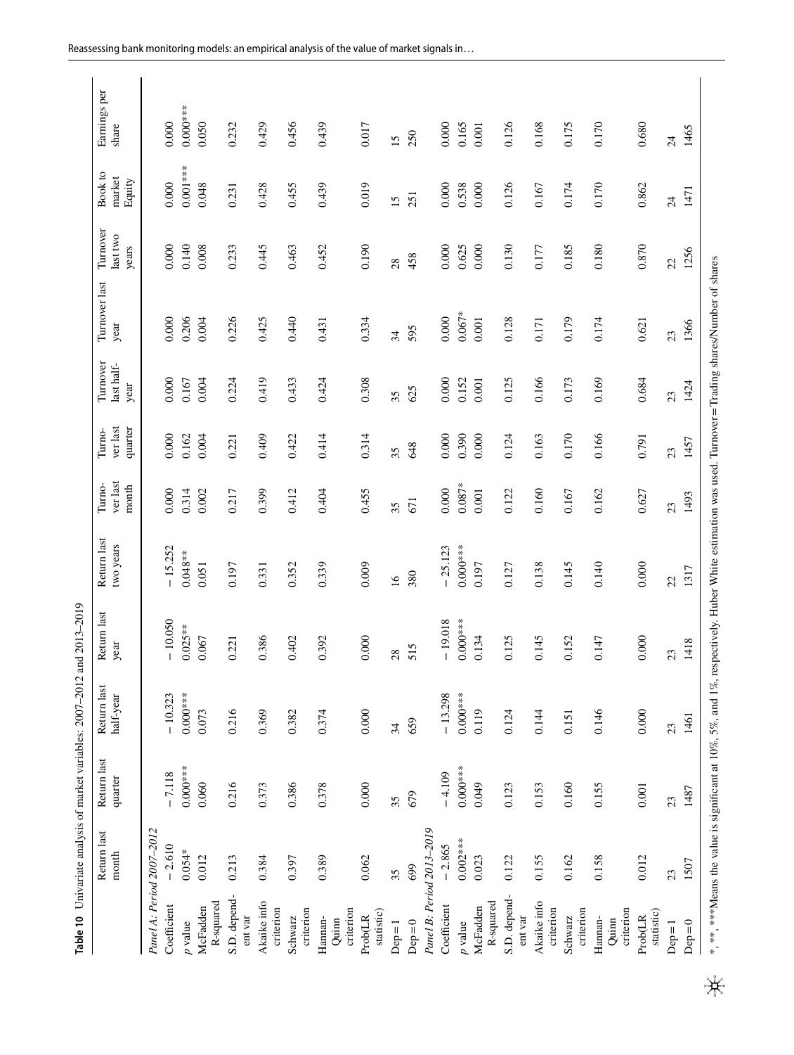**Table 10** Univariate analysis of market variables: 2007–2012 and 2013–2019

| | Return last month | Return last quarter | Return last half-year | Return last year | Return last two years | Turnover last month | Turnover last quarter | Turnover last half-year | Turnover last year | Turnover last two years | Book to market Equity | Earnings per share |
|---|---|---|---|---|---|---|---|---|---|---|---|---|
| *Panel A: Period 2007–2012* | | | | | | | | | | | | |
| Coefficient | − 2.610 | − 7.118 | − 10.323 | − 10.050 | − 15.252 | 0.000 | 0.000 | 0.000 | 0.000 | 0.000 | 0.000 | 0.000 |
| *p* value | 0.054* | 0.000*** | 0.000*** | 0.025** | 0.048** | 0.314 | 0.162 | 0.167 | 0.206 | 0.140 | 0.001*** | 0.000*** |
| McFadden R-squared | 0.012 | 0.060 | 0.073 | 0.067 | 0.051 | 0.002 | 0.004 | 0.004 | 0.004 | 0.008 | 0.048 | 0.050 |
| S.D. dependent var | 0.213 | 0.216 | 0.216 | 0.221 | 0.197 | 0.217 | 0.221 | 0.224 | 0.226 | 0.233 | 0.231 | 0.232 |
| Akaike info criterion | 0.384 | 0.373 | 0.369 | 0.386 | 0.331 | 0.399 | 0.409 | 0.419 | 0.425 | 0.445 | 0.428 | 0.429 |
| Schwarz criterion | 0.397 | 0.386 | 0.382 | 0.402 | 0.352 | 0.412 | 0.422 | 0.433 | 0.440 | 0.463 | 0.455 | 0.456 |
| Hannan-Quinn criterion | 0.389 | 0.378 | 0.374 | 0.392 | 0.339 | 0.404 | 0.414 | 0.424 | 0.431 | 0.452 | 0.439 | 0.439 |
| Prob(LR statistic) | 0.062 | 0.000 | 0.000 | 0.000 | 0.009 | 0.455 | 0.314 | 0.308 | 0.334 | 0.190 | 0.019 | 0.017 |
| Dep = 1 | 35 | 35 | 34 | 28 | 16 | 35 | 35 | 35 | 34 | 28 | 15 | 15 |
| Dep = 0 | 699 | 679 | 659 | 515 | 380 | 671 | 648 | 625 | 595 | 458 | 251 | 250 |
| *Panel B: Period 2013–2019* | | | | | | | | | | | | |
| Coefficient | − 2.865 | − 4.109 | − 13.298 | − 19.018 | − 25.123 | 0.000 | 0.000 | 0.000 | 0.000 | 0.000 | 0.000 | 0.000 |
| *p* value | 0.002*** | 0.000*** | 0.000*** | 0.000*** | 0.000*** | 0.087* | 0.390 | 0.152 | 0.067* | 0.625 | 0.538 | 0.165 |
| McFadden R-squared | 0.023 | 0.049 | 0.119 | 0.134 | 0.197 | 0.001 | 0.000 | 0.001 | 0.001 | 0.000 | 0.000 | 0.001 |
| S.D. dependent var | 0.122 | 0.123 | 0.124 | 0.125 | 0.127 | 0.122 | 0.124 | 0.125 | 0.128 | 0.130 | 0.126 | 0.126 |
| Akaike info criterion | 0.155 | 0.153 | 0.144 | 0.145 | 0.138 | 0.160 | 0.163 | 0.166 | 0.171 | 0.177 | 0.167 | 0.168 |
| Schwarz criterion | 0.162 | 0.160 | 0.151 | 0.152 | 0.145 | 0.167 | 0.170 | 0.173 | 0.179 | 0.185 | 0.174 | 0.175 |
| Hannan-Quinn criterion | 0.158 | 0.155 | 0.146 | 0.147 | 0.140 | 0.162 | 0.166 | 0.169 | 0.174 | 0.180 | 0.170 | 0.170 |
| Prob(LR statistic) | 0.012 | 0.001 | 0.000 | 0.000 | 0.000 | 0.627 | 0.791 | 0.684 | 0.621 | 0.870 | 0.862 | 0.680 |
| Dep = 1 | 23 | 23 | 23 | 23 | 22 | 23 | 23 | 23 | 23 | 22 | 24 | 24 |
| Dep = 0 | 1507 | 1487 | 1461 | 1418 | 1317 | 1493 | 1457 | 1424 | 1366 | 1256 | 1471 | 1465 |

*, **, ***Means the value is significant at 10%, 5%, and 1%, respectively. Huber White estimation was used. Turnover = Trading shares/Number of shares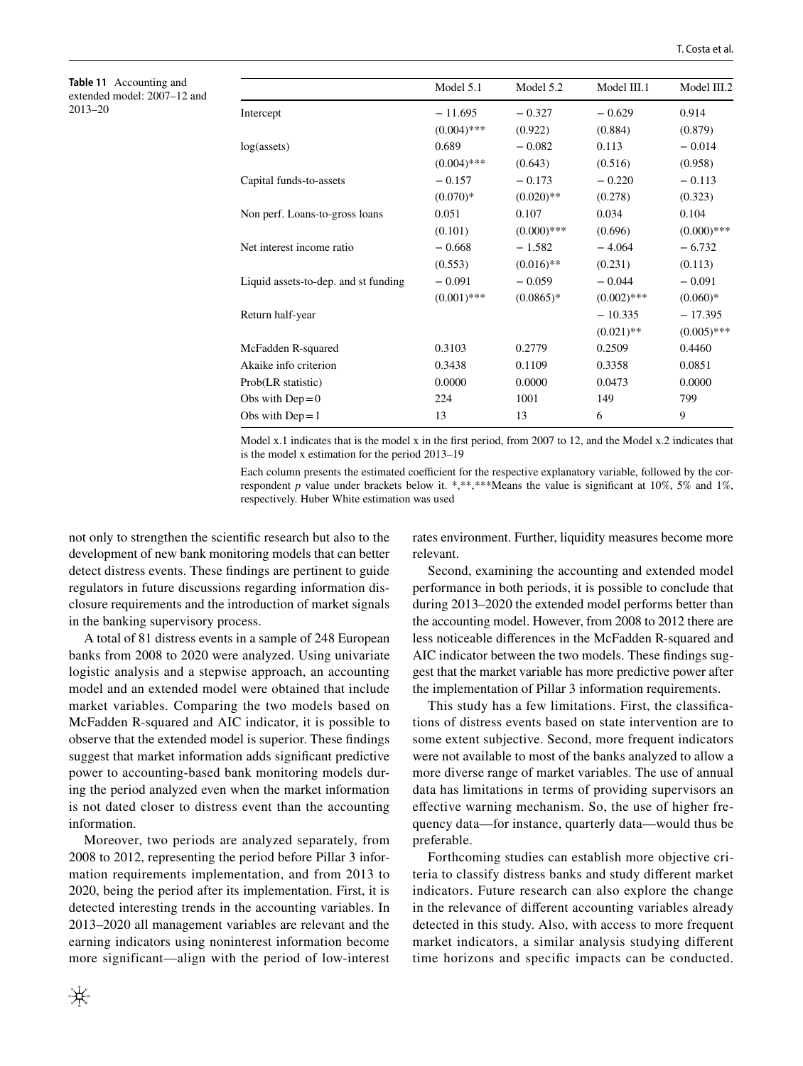**Table 11** Accounting and extended model: 2007–12 and 2013–20

| | Model 5.1 | Model 5.2 | Model III.1 | Model III.2 |
|---|---|---|---|---|
| Intercept | − 11.695 | − 0.327 | − 0.629 | 0.914 |
| | (0.004)*** | (0.922) | (0.884) | (0.879) |
| log(assets) | 0.689 | − 0.082 | 0.113 | − 0.014 |
| | (0.004)*** | (0.643) | (0.516) | (0.958) |
| Capital funds-to-assets | − 0.157 | − 0.173 | − 0.220 | − 0.113 |
| | (0.070)* | (0.020)** | (0.278) | (0.323) |
| Non perf. Loans-to-gross loans | 0.051 | 0.107 | 0.034 | 0.104 |
| | (0.101) | (0.000)*** | (0.696) | (0.000)*** |
| Net interest income ratio | − 0.668 | − 1.582 | − 4.064 | − 6.732 |
| | (0.553) | (0.016)** | (0.231) | (0.113) |
| Liquid assets-to-dep. and st funding | − 0.091 | − 0.059 | − 0.044 | − 0.091 |
| | (0.001)*** | (0.0865)* | (0.002)*** | (0.060)* |
| Return half-year | | | − 10.335 | − 17.395 |
| | | | (0.021)** | (0.005)*** |
| McFadden R-squared | 0.3103 | 0.2779 | 0.2509 | 0.4460 |
| Akaike info criterion | 0.3438 | 0.1109 | 0.3358 | 0.0851 |
| Prob(LR statistic) | 0.0000 | 0.0000 | 0.0473 | 0.0000 |
| Obs with Dep = 0 | 224 | 1001 | 149 | 799 |
| Obs with Dep = 1 | 13 | 13 | 6 | 9 |

Model x.1 indicates that is the model x in the first period, from 2007 to 12, and the Model x.2 indicates that is the model x estimation for the period 2013–19

Each column presents the estimated coefficient for the respective explanatory variable, followed by the correspondent *p* value under brackets below it. *,**,***Means the value is significant at 10%, 5% and 1%, respectively. Huber White estimation was used

not only to strengthen the scientific research but also to the development of new bank monitoring models that can better detect distress events. These findings are pertinent to guide regulators in future discussions regarding information disclosure requirements and the introduction of market signals in the banking supervisory process.

A total of 81 distress events in a sample of 248 European banks from 2008 to 2020 were analyzed. Using univariate logistic analysis and a stepwise approach, an accounting model and an extended model were obtained that include market variables. Comparing the two models based on McFadden R-squared and AIC indicator, it is possible to observe that the extended model is superior. These findings suggest that market information adds significant predictive power to accounting-based bank monitoring models during the period analyzed even when the market information is not dated closer to distress event than the accounting information.

Moreover, two periods are analyzed separately, from 2008 to 2012, representing the period before Pillar 3 information requirements implementation, and from 2013 to 2020, being the period after its implementation. First, it is detected interesting trends in the accounting variables. In 2013–2020 all management variables are relevant and the earning indicators using noninterest information become more significant—align with the period of low-interest rates environment. Further, liquidity measures become more relevant.

Second, examining the accounting and extended model performance in both periods, it is possible to conclude that during 2013–2020 the extended model performs better than the accounting model. However, from 2008 to 2012 there are less noticeable differences in the McFadden R-squared and AIC indicator between the two models. These findings suggest that the market variable has more predictive power after the implementation of Pillar 3 information requirements.

This study has a few limitations. First, the classifications of distress events based on state intervention are to some extent subjective. Second, more frequent indicators were not available to most of the banks analyzed to allow a more diverse range of market variables. The use of annual data has limitations in terms of providing supervisors an effective warning mechanism. So, the use of higher frequency data—for instance, quarterly data—would thus be preferable.

Forthcoming studies can establish more objective criteria to classify distress banks and study different market indicators. Future research can also explore the change in the relevance of different accounting variables already detected in this study. Also, with access to more frequent market indicators, a similar analysis studying different time horizons and specific impacts can be conducted.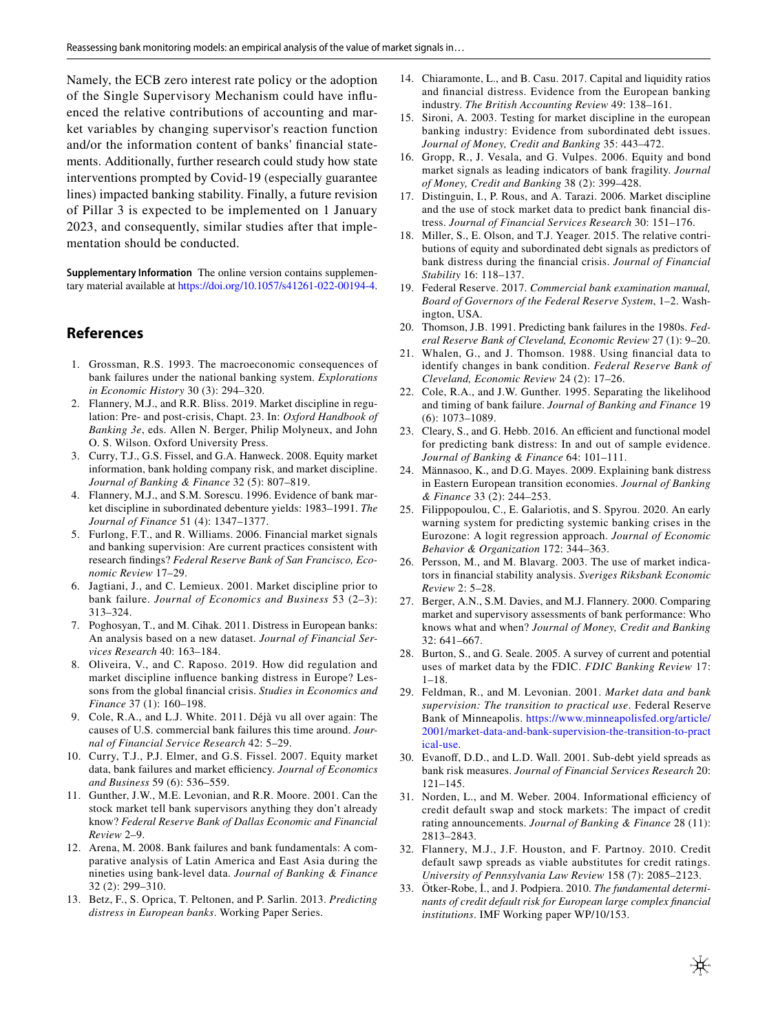Namely, the ECB zero interest rate policy or the adoption of the Single Supervisory Mechanism could have influenced the relative contributions of accounting and market variables by changing supervisor's reaction function and/or the information content of banks' financial statements. Additionally, further research could study how state interventions prompted by Covid-19 (especially guarantee lines) impacted banking stability. Finally, a future revision of Pillar 3 is expected to be implemented on 1 January 2023, and consequently, similar studies after that implementation should be conducted.

**Supplementary Information** The online version contains supplementary material available at https://doi.org/10.1057/s41261-022-00194-4.

## References

1. Grossman, R.S. 1993. The macroeconomic consequences of bank failures under the national banking system. *Explorations in Economic History* 30 (3): 294–320.
2. Flannery, M.J., and R.R. Bliss. 2019. Market discipline in regulation: Pre- and post-crisis, Chapt. 23. In: *Oxford Handbook of Banking 3e*, eds. Allen N. Berger, Philip Molyneux, and John O. S. Wilson. Oxford University Press.
3. Curry, T.J., G.S. Fissel, and G.A. Hanweck. 2008. Equity market information, bank holding company risk, and market discipline. *Journal of Banking & Finance* 32 (5): 807–819.
4. Flannery, M.J., and S.M. Sorescu. 1996. Evidence of bank market discipline in subordinated debenture yields: 1983–1991. *The Journal of Finance* 51 (4): 1347–1377.
5. Furlong, F.T., and R. Williams. 2006. Financial market signals and banking supervision: Are current practices consistent with research findings? *Federal Reserve Bank of San Francisco, Economic Review* 17–29.
6. Jagtiani, J., and C. Lemieux. 2001. Market discipline prior to bank failure. *Journal of Economics and Business* 53 (2–3): 313–324.
7. Poghosyan, T., and M. Cihak. 2011. Distress in European banks: An analysis based on a new dataset. *Journal of Financial Services Research* 40: 163–184.
8. Oliveira, V., and C. Raposo. 2019. How did regulation and market discipline influence banking distress in Europe? Lessons from the global financial crisis. *Studies in Economics and Finance* 37 (1): 160–198.
9. Cole, R.A., and L.J. White. 2011. Déjà vu all over again: The causes of U.S. commercial bank failures this time around. *Journal of Financial Service Research* 42: 5–29.
10. Curry, T.J., P.J. Elmer, and G.S. Fissel. 2007. Equity market data, bank failures and market efficiency. *Journal of Economics and Business* 59 (6): 536–559.
11. Gunther, J.W., M.E. Levonian, and R.R. Moore. 2001. Can the stock market tell bank supervisors anything they don't already know? *Federal Reserve Bank of Dallas Economic and Financial Review* 2–9.
12. Arena, M. 2008. Bank failures and bank fundamentals: A comparative analysis of Latin America and East Asia during the nineties using bank-level data. *Journal of Banking & Finance* 32 (2): 299–310.
13. Betz, F., S. Oprica, T. Peltonen, and P. Sarlin. 2013. *Predicting distress in European banks*. Working Paper Series.
14. Chiaramonte, L., and B. Casu. 2017. Capital and liquidity ratios and financial distress. Evidence from the European banking industry. *The British Accounting Review* 49: 138–161.
15. Sironi, A. 2003. Testing for market discipline in the european banking industry: Evidence from subordinated debt issues. *Journal of Money, Credit and Banking* 35: 443–472.
16. Gropp, R., J. Vesala, and G. Vulpes. 2006. Equity and bond market signals as leading indicators of bank fragility. *Journal of Money, Credit and Banking* 38 (2): 399–428.
17. Distinguin, I., P. Rous, and A. Tarazi. 2006. Market discipline and the use of stock market data to predict bank financial distress. *Journal of Financial Services Research* 30: 151–176.
18. Miller, S., E. Olson, and T.J. Yeager. 2015. The relative contributions of equity and subordinated debt signals as predictors of bank distress during the financial crisis. *Journal of Financial Stability* 16: 118–137.
19. Federal Reserve. 2017. *Commercial bank examination manual, Board of Governors of the Federal Reserve System*, 1–2. Washington, USA.
20. Thomson, J.B. 1991. Predicting bank failures in the 1980s. *Federal Reserve Bank of Cleveland, Economic Review* 27 (1): 9–20.
21. Whalen, G., and J. Thomson. 1988. Using financial data to identify changes in bank condition. *Federal Reserve Bank of Cleveland, Economic Review* 24 (2): 17–26.
22. Cole, R.A., and J.W. Gunther. 1995. Separating the likelihood and timing of bank failure. *Journal of Banking and Finance* 19 (6): 1073–1089.
23. Cleary, S., and G. Hebb. 2016. An efficient and functional model for predicting bank distress: In and out of sample evidence. *Journal of Banking & Finance* 64: 101–111.
24. Männasoo, K., and D.G. Mayes. 2009. Explaining bank distress in Eastern European transition economies. *Journal of Banking & Finance* 33 (2): 244–253.
25. Filippopoulou, C., E. Galariotis, and S. Spyrou. 2020. An early warning system for predicting systemic banking crises in the Eurozone: A logit regression approach. *Journal of Economic Behavior & Organization* 172: 344–363.
26. Persson, M., and M. Blavarg. 2003. The use of market indicators in financial stability analysis. *Sveriges Riksbank Economic Review* 2: 5–28.
27. Berger, A.N., S.M. Davies, and M.J. Flannery. 2000. Comparing market and supervisory assessments of bank performance: Who knows what and when? *Journal of Money, Credit and Banking* 32: 641–667.
28. Burton, S., and G. Seale. 2005. A survey of current and potential uses of market data by the FDIC. *FDIC Banking Review* 17: 1–18.
29. Feldman, R., and M. Levonian. 2001. *Market data and bank supervision: The transition to practical use*. Federal Reserve Bank of Minneapolis. https://www.minneapolisfed.org/article/2001/market-data-and-bank-supervision-the-transition-to-practical-use.
30. Evanoff, D.D., and L.D. Wall. 2001. Sub-debt yield spreads as bank risk measures. *Journal of Financial Services Research* 20: 121–145.
31. Norden, L., and M. Weber. 2004. Informational efficiency of credit default swap and stock markets: The impact of credit rating announcements. *Journal of Banking & Finance* 28 (11): 2813–2843.
32. Flannery, M.J., J.F. Houston, and F. Partnoy. 2010. Credit default sawp spreads as viable abstitutes for credit ratings. *University of Pennsylvania Law Review* 158 (7): 2085–2123.
33. Ötker-Robe, İ., and J. Podpiera. 2010. *The fundamental determinants of credit default risk for European large complex financial institutions*. IMF Working paper WP/10/153.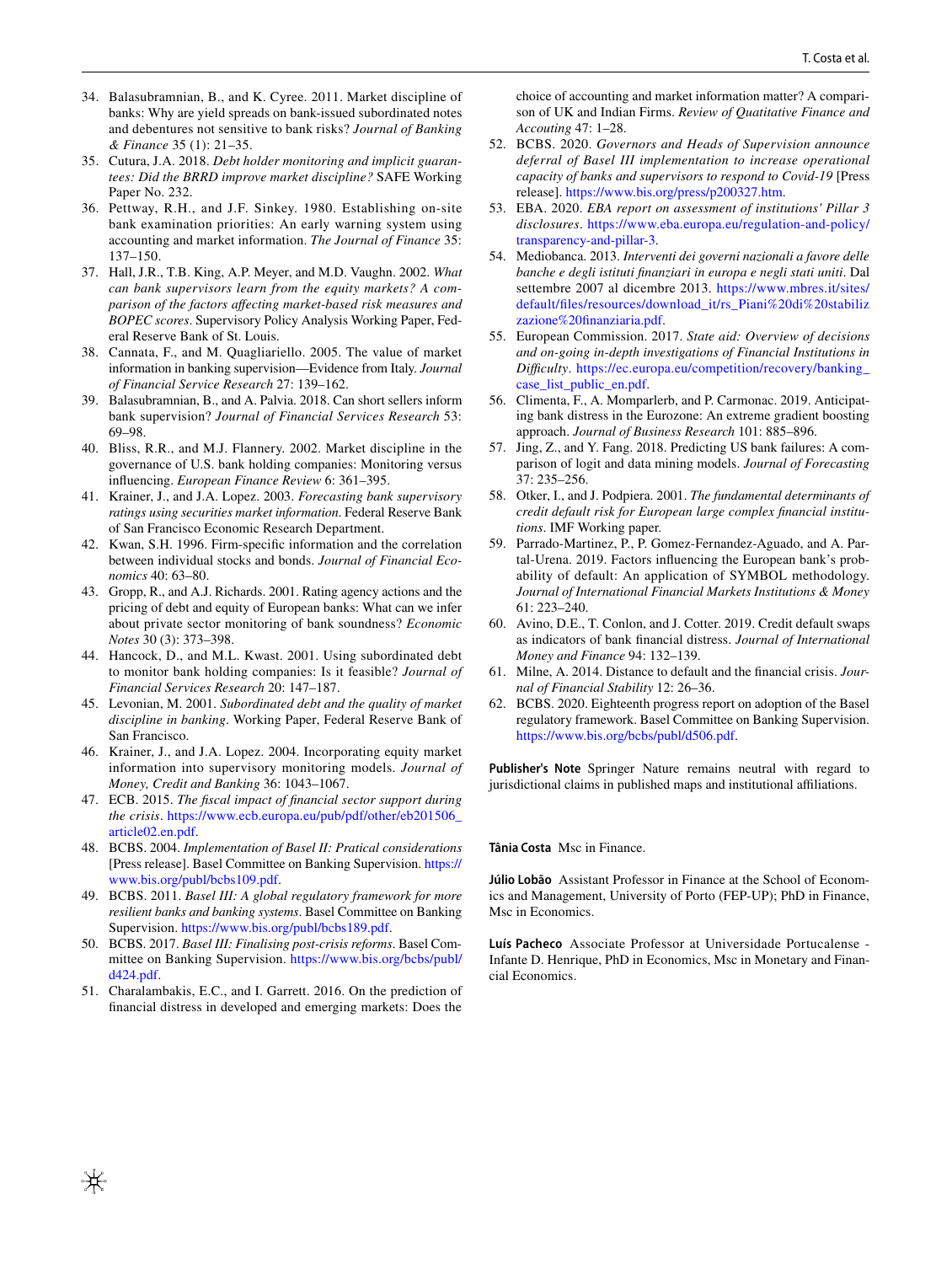34. Balasubramnian, B., and K. Cyree. 2011. Market discipline of banks: Why are yield spreads on bank-issued subordinated notes and debentures not sensitive to bank risks? *Journal of Banking & Finance* 35 (1): 21–35.
35. Cutura, J.A. 2018. *Debt holder monitoring and implicit guarantees: Did the BRRD improve market discipline?* SAFE Working Paper No. 232.
36. Pettway, R.H., and J.F. Sinkey. 1980. Establishing on-site bank examination priorities: An early warning system using accounting and market information. *The Journal of Finance* 35: 137–150.
37. Hall, J.R., T.B. King, A.P. Meyer, and M.D. Vaughn. 2002. *What can bank supervisors learn from the equity markets? A comparison of the factors affecting market-based risk measures and BOPEC scores*. Supervisory Policy Analysis Working Paper, Federal Reserve Bank of St. Louis.
38. Cannata, F., and M. Quagliariello. 2005. The value of market information in banking supervision—Evidence from Italy. *Journal of Financial Service Research* 27: 139–162.
39. Balasubramnian, B., and A. Palvia. 2018. Can short sellers inform bank supervision? *Journal of Financial Services Research* 53: 69–98.
40. Bliss, R.R., and M.J. Flannery. 2002. Market discipline in the governance of U.S. bank holding companies: Monitoring versus influencing. *European Finance Review* 6: 361–395.
41. Krainer, J., and J.A. Lopez. 2003. *Forecasting bank supervisory ratings using securities market information*. Federal Reserve Bank of San Francisco Economic Research Department.
42. Kwan, S.H. 1996. Firm-specific information and the correlation between individual stocks and bonds. *Journal of Financial Economics* 40: 63–80.
43. Gropp, R., and A.J. Richards. 2001. Rating agency actions and the pricing of debt and equity of European banks: What can we infer about private sector monitoring of bank soundness? *Economic Notes* 30 (3): 373–398.
44. Hancock, D., and M.L. Kwast. 2001. Using subordinated debt to monitor bank holding companies: Is it feasible? *Journal of Financial Services Research* 20: 147–187.
45. Levonian, M. 2001. *Subordinated debt and the quality of market discipline in banking*. Working Paper, Federal Reserve Bank of San Francisco.
46. Krainer, J., and J.A. Lopez. 2004. Incorporating equity market information into supervisory monitoring models. *Journal of Money, Credit and Banking* 36: 1043–1067.
47. ECB. 2015. *The fiscal impact of financial sector support during the crisis*. https://www.ecb.europa.eu/pub/pdf/other/eb201506_article02.en.pdf.
48. BCBS. 2004. *Implementation of Basel II: Pratical considerations* [Press release]. Basel Committee on Banking Supervision. https://www.bis.org/publ/bcbs109.pdf.
49. BCBS. 2011. *Basel III: A global regulatory framework for more resilient banks and banking systems*. Basel Committee on Banking Supervision. https://www.bis.org/publ/bcbs189.pdf.
50. BCBS. 2017. *Basel III: Finalising post-crisis reforms*. Basel Committee on Banking Supervision. https://www.bis.org/bcbs/publ/d424.pdf.
51. Charalambakis, E.C., and I. Garrett. 2016. On the prediction of financial distress in developed and emerging markets: Does the choice of accounting and market information matter? A comparison of UK and Indian Firms. *Review of Quatitative Finance and Accouting* 47: 1–28.
52. BCBS. 2020. *Governors and Heads of Supervision announce deferral of Basel III implementation to increase operational capacity of banks and supervisors to respond to Covid-19* [Press release]. https://www.bis.org/press/p200327.htm.
53. EBA. 2020. *EBA report on assessment of institutions' Pillar 3 disclosures*. https://www.eba.europa.eu/regulation-and-policy/transparency-and-pillar-3.
54. Mediobanca. 2013. *Interventi dei governi nazionali a favore delle banche e degli istituti finanziari in europa e negli stati uniti*. Dal settembre 2007 al dicembre 2013. https://www.mbres.it/sites/default/files/resources/download_it/rs_Piani%20di%20stabilizzazione%20finanziaria.pdf.
55. European Commission. 2017. *State aid: Overview of decisions and on-going in-depth investigations of Financial Institutions in Difficulty*. https://ec.europa.eu/competition/recovery/banking_case_list_public_en.pdf.
56. Climenta, F., A. Momparlerb, and P. Carmonac. 2019. Anticipating bank distress in the Eurozone: An extreme gradient boosting approach. *Journal of Business Research* 101: 885–896.
57. Jing, Z., and Y. Fang. 2018. Predicting US bank failures: A comparison of logit and data mining models. *Journal of Forecasting* 37: 235–256.
58. Otker, I., and J. Podpiera. 2001. *The fundamental determinants of credit default risk for European large complex financial institutions*. IMF Working paper.
59. Parrado-Martinez, P., P. Gomez-Fernandez-Aguado, and A. Partal-Urena. 2019. Factors influencing the European bank's probability of default: An application of SYMBOL methodology. *Journal of International Financial Markets Institutions & Money* 61: 223–240.
60. Avino, D.E., T. Conlon, and J. Cotter. 2019. Credit default swaps as indicators of bank financial distress. *Journal of International Money and Finance* 94: 132–139.
61. Milne, A. 2014. Distance to default and the financial crisis. *Journal of Financial Stability* 12: 26–36.
62. BCBS. 2020. Eighteenth progress report on adoption of the Basel regulatory framework. Basel Committee on Banking Supervision. https://www.bis.org/bcbs/publ/d506.pdf.

**Publisher's Note** Springer Nature remains neutral with regard to jurisdictional claims in published maps and institutional affiliations.

**Tânia Costa** Msc in Finance.

**Júlio Lobão** Assistant Professor in Finance at the School of Economics and Management, University of Porto (FEP-UP); PhD in Finance, Msc in Economics.

**Luís Pacheco** Associate Professor at Universidade Portucalense - Infante D. Henrique, PhD in Economics, Msc in Monetary and Financial Economics.